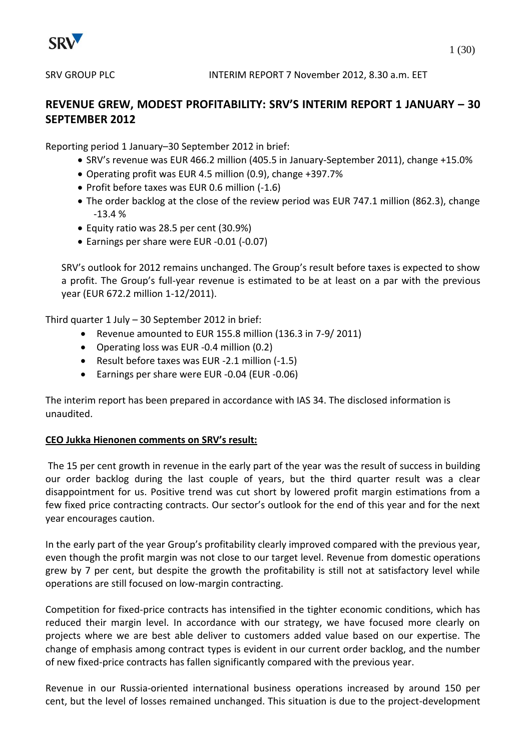SRV GROUP PLC INTERIM REPORT 7 November 2012, 8.30 a.m. EET

# REVENUE GREW, MODEST PROFITABILITY: SRV'S INTERIM REPORT 1 JANUARY – 30 SEPTEMBER 2012

Reporting period 1 January–30 September 2012 in brief:

- SRV's revenue was EUR 466.2 million (405.5 in January-September 2011), change +15.0%
- Operating profit was EUR 4.5 million (0.9), change +397.7%
- Profit before taxes was EUR 0.6 million (-1.6)
- The order backlog at the close of the review period was EUR 747.1 million (862.3), change -13.4 %
- Equity ratio was 28.5 per cent (30.9%)
- Earnings per share were EUR -0.01 (-0.07)

SRV's outlook for 2012 remains unchanged. The Group's result before taxes is expected to show a profit. The Group's full-year revenue is estimated to be at least on a par with the previous year (EUR 672.2 million 1-12/2011).

Third quarter 1 July – 30 September 2012 in brief:

- Revenue amounted to EUR 155.8 million (136.3 in 7-9/ 2011)
- Operating loss was EUR -0.4 million (0.2)
- Result before taxes was EUR -2.1 million (-1.5)
- Earnings per share were EUR -0.04 (EUR -0.06)

The interim report has been prepared in accordance with IAS 34. The disclosed information is unaudited.

**CEO Jukka Hienonen comments on SRV's result:**

The 15 per cent growth in revenue in the early part of the year was the result of success in building our order backlog during the last couple of years, but the third quarter result was a clear disappointment for us. Positive trend was cut short by lowered profit margin estimations from a few fixed price contracting contracts. Our sector's outlook for the end of this year and for the next year encourages caution.

In the early part of the year Group's profitability clearly improved compared with the previous year, even though the profit margin was not close to our target level. Revenue from domestic operations grew by 7 per cent, but despite the growth the profitability is still not at satisfactory level while operations are still focused on low-margin contracting.

Competition for fixed-price contracts has intensified in the tighter economic conditions, which has reduced their margin level. In accordance with our strategy, we have focused more clearly on projects where we are best able deliver to customers added value based on our expertise. The change of emphasis among contract types is evident in our current order backlog, and the number of new fixed-price contracts has fallen significantly compared with the previous year.

Revenue in our Russia-oriented international business operations increased by around 150 per cent, but the level of losses remained unchanged. This situation is due to the project-development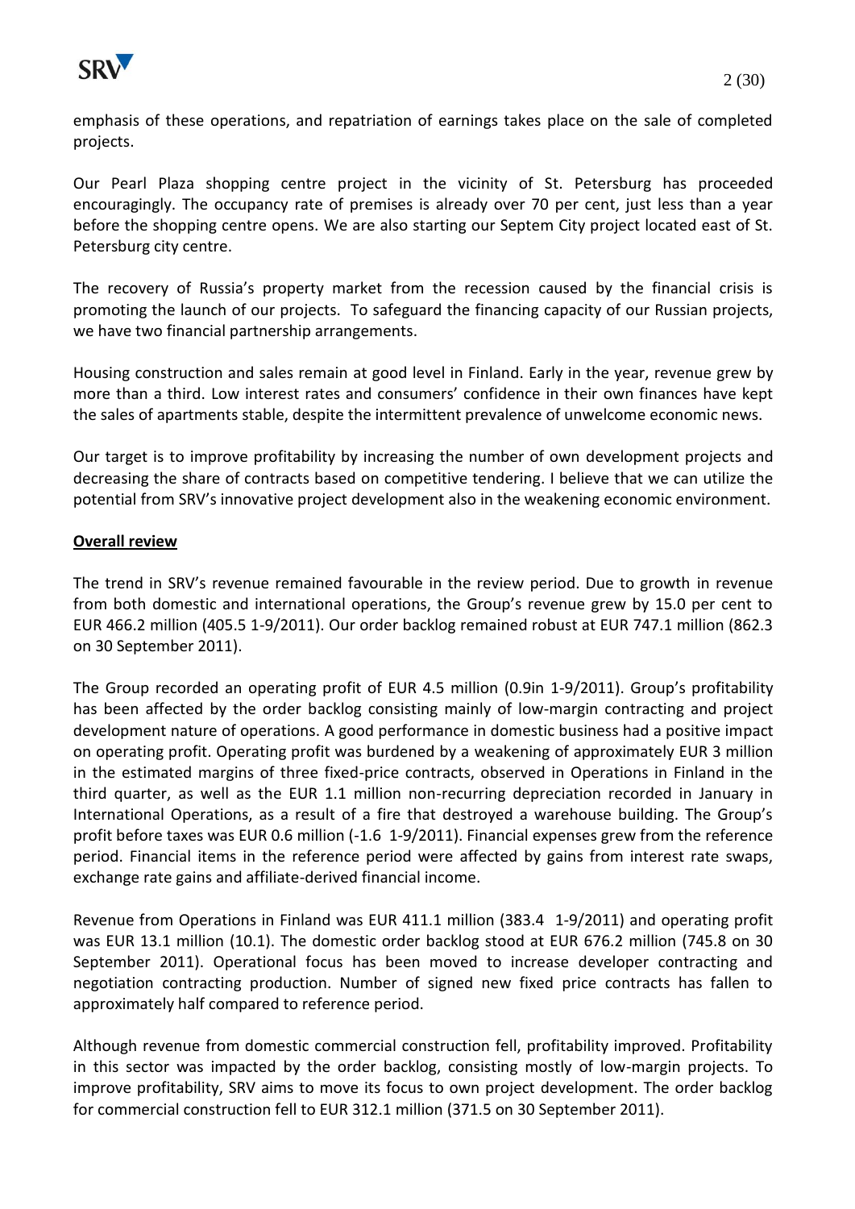emphasis of these operations, and repatriation of earnings takes place on the sale of completed projects.

Our Pearl Plaza shopping centre project in the vicinity of St. Petersburg has proceeded encouragingly. The occupancy rate of premises is already over 70 per cent, just less than a year before the shopping centre opens. We are also starting our Septem City project located east of St. Petersburg city centre.

The recovery of Russia's property market from the recession caused by the financial crisis is promoting the launch of our projects. To safeguard the financing capacity of our Russian projects, we have two financial partnership arrangements.

Housing construction and sales remain at good level in Finland. Early in the year, revenue grew by more than a third. Low interest rates and consumers' confidence in their own finances have kept the sales of apartments stable, despite the intermittent prevalence of unwelcome economic news.

Our target is to improve profitability by increasing the number of own development projects and decreasing the share of contracts based on competitive tendering. I believe that we can utilize the potential from SRV's innovative project development also in the weakening economic environment.

## Overall review

The trend in SRV's revenue remained favourable in the review period. Due to growth in revenue from both domestic and international operations, the Group's revenue grew by 15.0 per cent to EUR 466.2 million (405.5 1-9/2011). Our order backlog remained robust at EUR 747.1 million (862.3 on 30 September 2011).

The Group recorded an operating profit of EUR 4.5 million (0.9in 1-9/2011). Group's profitability has been affected by the order backlog consisting mainly of low-margin contracting and project development nature of operations. A good performance in domestic business had a positive impact on operating profit. Operating profit was burdened by a weakening of approximately EUR 3 million in the estimated margins of three fixed-price contracts, observed in Operations in Finland in the third quarter, as well as the EUR 1.1 million non-recurring depreciation recorded in January in International Operations, as a result of a fire that destroyed a warehouse building. The Group's profit before taxes was EUR 0.6 million (-1.6 1-9/2011). Financial expenses grew from the reference period. Financial items in the reference period were affected by gains from interest rate swaps, exchange rate gains and affiliate-derived financial income.

Revenue from Operations in Finland was EUR 411.1 million (383.4 1-9/2011) and operating profit was EUR 13.1 million (10.1). The domestic order backlog stood at EUR 676.2 million (745.8 on 30 September 2011). Operational focus has been moved to increase developer contracting and negotiation contracting production. Number of signed new fixed price contracts has fallen to approximately half compared to reference period.

Although revenue from domestic commercial construction fell, profitability improved. Profitability in this sector was impacted by the order backlog, consisting mostly of low-margin projects. To improve profitability, SRV aims to move its focus to own project development. The order backlog for commercial construction fell to EUR 312.1 million (371.5 on 30 September 2011).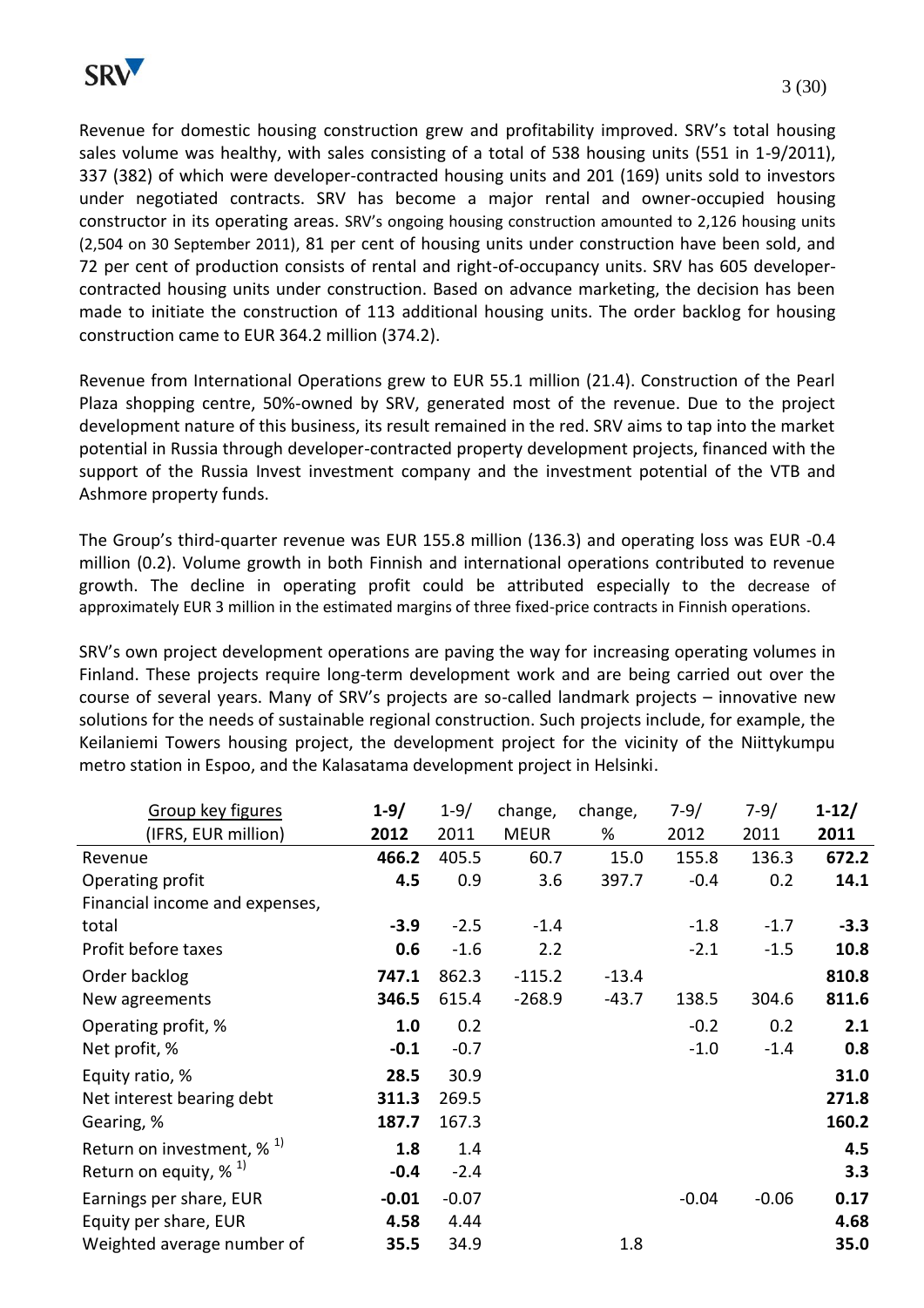Revenue for domestic housing construction grew and profitability improved. SRV's total housing sales volume was healthy, with sales consisting of a total of 538 housing units (551 in 1-9/2011), 337 (382) of which were developer-contracted housing units and 201 (169) units sold to investors under negotiated contracts. SRV has become a major rental and owner-occupied housing constructor in its operating areas. SRV's ongoing housing construction amounted to 2,126 housing units (2,504 on 30 September 2011), 81 per cent of housing units under construction have been sold, and 72 per cent of production consists of rental and right-of-occupancy units. SRV has 605 developer-contracted housing units under construction. Based on advance marketing, the decision has been made to initiate the construction of 113 additional housing units. The order backlog for housing construction came to EUR 364.2 million (374.2).

Revenue from International Operations grew to EUR 55.1 million (21.4). Construction of the Pearl Plaza shopping centre, 50%-owned by SRV, generated most of the revenue. Due to the project development nature of this business, its result remained in the red. SRV aims to tap into the market potential in Russia through developer-contracted property development projects, financed with the support of the Russia Invest investment company and the investment potential of the VTB and Ashmore property funds.

The Group's third-quarter revenue was EUR 155.8 million (136.3) and operating loss was EUR -0.4 million (0.2). Volume growth in both Finnish and international operations contributed to revenue growth. The decline in operating profit could be attributed especially to the decrease of approximately EUR 3 million in the estimated margins of three fixed-price contracts in Finnish operations.

SRV's own project development operations are paving the way for increasing operating volumes in Finland. These projects require long-term development work and are being carried out over the course of several years. Many of SRV's projects are so-called landmark projects – innovative new solutions for the needs of sustainable regional construction. Such projects include, for example, the Keilaniemi Towers housing project, the development project for the vicinity of the Niittykumpu metro station in Espoo, and the Kalasatama development project in Helsinki.

| Group key figures (IFRS, EUR million) | **1-9/ 2012** | 1-9/ 2011 | change, MEUR | change, % | 7-9/ 2012 | 7-9/ 2011 | **1-12/ 2011** |
|---|---|---|---|---|---|---|---|
| Revenue | **466.2** | 405.5 | 60.7 | 15.0 | 155.8 | 136.3 | **672.2** |
| Operating profit | **4.5** | 0.9 | 3.6 | 397.7 | -0.4 | 0.2 | **14.1** |
| Financial income and expenses, total | **-3.9** | -2.5 | -1.4 | | -1.8 | -1.7 | **-3.3** |
| Profit before taxes | **0.6** | -1.6 | 2.2 | | -2.1 | -1.5 | **10.8** |
| Order backlog | **747.1** | 862.3 | -115.2 | -13.4 | | | **810.8** |
| New agreements | **346.5** | 615.4 | -268.9 | -43.7 | 138.5 | 304.6 | **811.6** |
| Operating profit, % | **1.0** | 0.2 | | | -0.2 | 0.2 | **2.1** |
| Net profit, % | **-0.1** | -0.7 | | | -1.0 | -1.4 | **0.8** |
| Equity ratio, % | **28.5** | 30.9 | | | | | **31.0** |
| Net interest bearing debt | **311.3** | 269.5 | | | | | **271.8** |
| Gearing, % | **187.7** | 167.3 | | | | | **160.2** |
| Return on investment, % [1)] | **1.8** | 1.4 | | | | | **4.5** |
| Return on equity, % [1)] | **-0.4** | -2.4 | | | | | **3.3** |
| Earnings per share, EUR | **-0.01** | -0.07 | | | -0.04 | -0.06 | **0.17** |
| Equity per share, EUR | **4.58** | 4.44 | | | | | **4.68** |
| Weighted average number of | **35.5** | 34.9 | | 1.8 | | | **35.0** |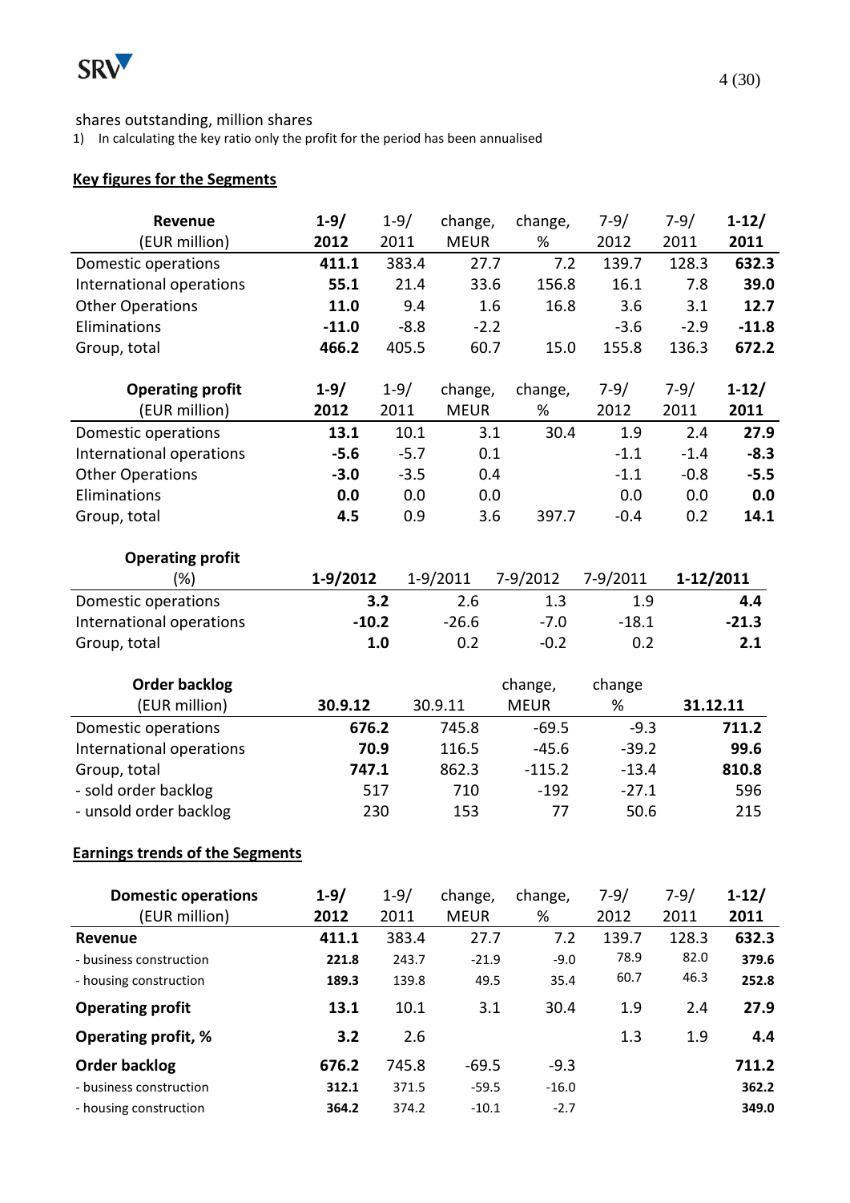shares outstanding, million shares

1) In calculating the key ratio only the profit for the period has been annualised

## Key figures for the Segments

| Revenue (EUR million) | 1-9/ 2012 | 1-9/ 2011 | change, MEUR | change, % | 7-9/ 2012 | 7-9/ 2011 | 1-12/ 2011 |
|---|---|---|---|---|---|---|---|
| Domestic operations | **411.1** | 383.4 | 27.7 | 7.2 | 139.7 | 128.3 | **632.3** |
| International operations | **55.1** | 21.4 | 33.6 | 156.8 | 16.1 | 7.8 | **39.0** |
| Other Operations | **11.0** | 9.4 | 1.6 | 16.8 | 3.6 | 3.1 | **12.7** |
| Eliminations | **-11.0** | -8.8 | -2.2 | | -3.6 | -2.9 | **-11.8** |
| Group, total | **466.2** | 405.5 | 60.7 | 15.0 | 155.8 | 136.3 | **672.2** |

| Operating profit (EUR million) | 1-9/ 2012 | 1-9/ 2011 | change, MEUR | change, % | 7-9/ 2012 | 7-9/ 2011 | 1-12/ 2011 |
|---|---|---|---|---|---|---|---|
| Domestic operations | **13.1** | 10.1 | 3.1 | 30.4 | 1.9 | 2.4 | **27.9** |
| International operations | **-5.6** | -5.7 | 0.1 | | -1.1 | -1.4 | **-8.3** |
| Other Operations | **-3.0** | -3.5 | 0.4 | | -1.1 | -0.8 | **-5.5** |
| Eliminations | **0.0** | 0.0 | 0.0 | | 0.0 | 0.0 | **0.0** |
| Group, total | **4.5** | 0.9 | 3.6 | 397.7 | -0.4 | 0.2 | **14.1** |

| Operating profit (%) | 1-9/2012 | 1-9/2011 | 7-9/2012 | 7-9/2011 | 1-12/2011 |
|---|---|---|---|---|---|
| Domestic operations | **3.2** | 2.6 | 1.3 | 1.9 | **4.4** |
| International operations | **-10.2** | -26.6 | -7.0 | -18.1 | **-21.3** |
| Group, total | **1.0** | 0.2 | -0.2 | 0.2 | **2.1** |

| Order backlog (EUR million) | 30.9.12 | 30.9.11 | change, MEUR | change % | 31.12.11 |
|---|---|---|---|---|---|
| Domestic operations | **676.2** | 745.8 | -69.5 | -9.3 | **711.2** |
| International operations | **70.9** | 116.5 | -45.6 | -39.2 | **99.6** |
| Group, total | **747.1** | 862.3 | -115.2 | -13.4 | **810.8** |
| - sold order backlog | 517 | 710 | -192 | -27.1 | 596 |
| - unsold order backlog | 230 | 153 | 77 | 50.6 | 215 |

## Earnings trends of the Segments

| Domestic operations (EUR million) | 1-9/ 2012 | 1-9/ 2011 | change, MEUR | change, % | 7-9/ 2012 | 7-9/ 2011 | 1-12/ 2011 |
|---|---|---|---|---|---|---|---|
| **Revenue** | **411.1** | 383.4 | 27.7 | 7.2 | 139.7 | 128.3 | **632.3** |
| - business construction | **221.8** | 243.7 | -21.9 | -9.0 | 78.9 | 82.0 | **379.6** |
| - housing construction | **189.3** | 139.8 | 49.5 | 35.4 | 60.7 | 46.3 | **252.8** |
| **Operating profit** | **13.1** | 10.1 | 3.1 | 30.4 | 1.9 | 2.4 | **27.9** |
| **Operating profit, %** | **3.2** | 2.6 | | | 1.3 | 1.9 | **4.4** |
| **Order backlog** | **676.2** | 745.8 | -69.5 | -9.3 | | | **711.2** |
| - business construction | **312.1** | 371.5 | -59.5 | -16.0 | | | **362.2** |
| - housing construction | **364.2** | 374.2 | -10.1 | -2.7 | | | **349.0** |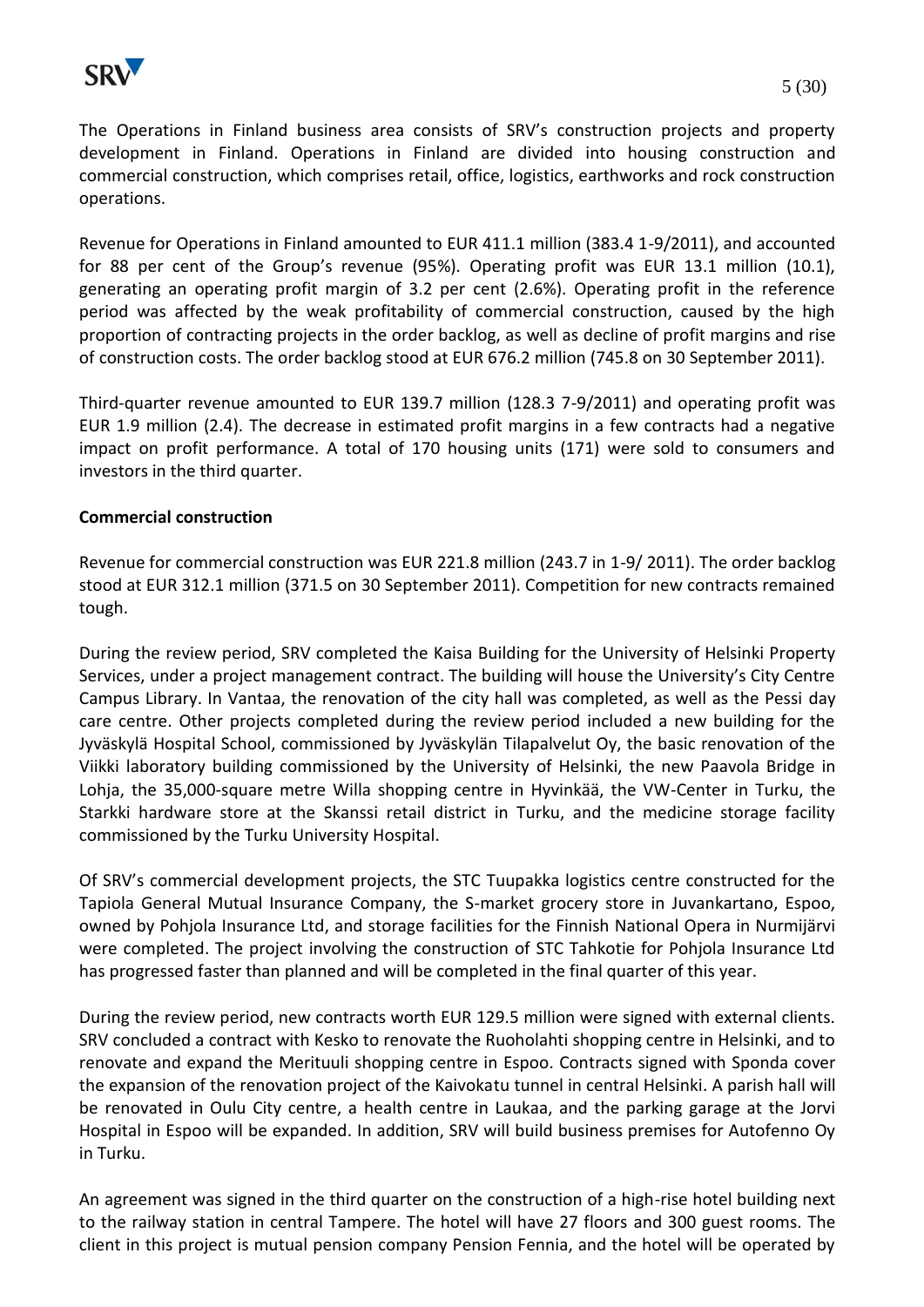The Operations in Finland business area consists of SRV's construction projects and property development in Finland. Operations in Finland are divided into housing construction and commercial construction, which comprises retail, office, logistics, earthworks and rock construction operations.

Revenue for Operations in Finland amounted to EUR 411.1 million (383.4 1-9/2011), and accounted for 88 per cent of the Group's revenue (95%). Operating profit was EUR 13.1 million (10.1), generating an operating profit margin of 3.2 per cent (2.6%). Operating profit in the reference period was affected by the weak profitability of commercial construction, caused by the high proportion of contracting projects in the order backlog, as well as decline of profit margins and rise of construction costs. The order backlog stood at EUR 676.2 million (745.8 on 30 September 2011).

Third-quarter revenue amounted to EUR 139.7 million (128.3 7-9/2011) and operating profit was EUR 1.9 million (2.4). The decrease in estimated profit margins in a few contracts had a negative impact on profit performance. A total of 170 housing units (171) were sold to consumers and investors in the third quarter.

**Commercial construction**

Revenue for commercial construction was EUR 221.8 million (243.7 in 1-9/ 2011). The order backlog stood at EUR 312.1 million (371.5 on 30 September 2011). Competition for new contracts remained tough.

During the review period, SRV completed the Kaisa Building for the University of Helsinki Property Services, under a project management contract. The building will house the University's City Centre Campus Library. In Vantaa, the renovation of the city hall was completed, as well as the Pessi day care centre. Other projects completed during the review period included a new building for the Jyväskylä Hospital School, commissioned by Jyväskylän Tilapalvelut Oy, the basic renovation of the Viikki laboratory building commissioned by the University of Helsinki, the new Paavola Bridge in Lohja, the 35,000-square metre Willa shopping centre in Hyvinkää, the VW-Center in Turku, the Starkki hardware store at the Skanssi retail district in Turku, and the medicine storage facility commissioned by the Turku University Hospital.

Of SRV's commercial development projects, the STC Tuupakka logistics centre constructed for the Tapiola General Mutual Insurance Company, the S-market grocery store in Juvankartano, Espoo, owned by Pohjola Insurance Ltd, and storage facilities for the Finnish National Opera in Nurmijärvi were completed. The project involving the construction of STC Tahkotie for Pohjola Insurance Ltd has progressed faster than planned and will be completed in the final quarter of this year.

During the review period, new contracts worth EUR 129.5 million were signed with external clients. SRV concluded a contract with Kesko to renovate the Ruoholahti shopping centre in Helsinki, and to renovate and expand the Merituuli shopping centre in Espoo. Contracts signed with Sponda cover the expansion of the renovation project of the Kaivokatu tunnel in central Helsinki. A parish hall will be renovated in Oulu City centre, a health centre in Laukaa, and the parking garage at the Jorvi Hospital in Espoo will be expanded. In addition, SRV will build business premises for Autofenno Oy in Turku.

An agreement was signed in the third quarter on the construction of a high-rise hotel building next to the railway station in central Tampere. The hotel will have 27 floors and 300 guest rooms. The client in this project is mutual pension company Pension Fennia, and the hotel will be operated by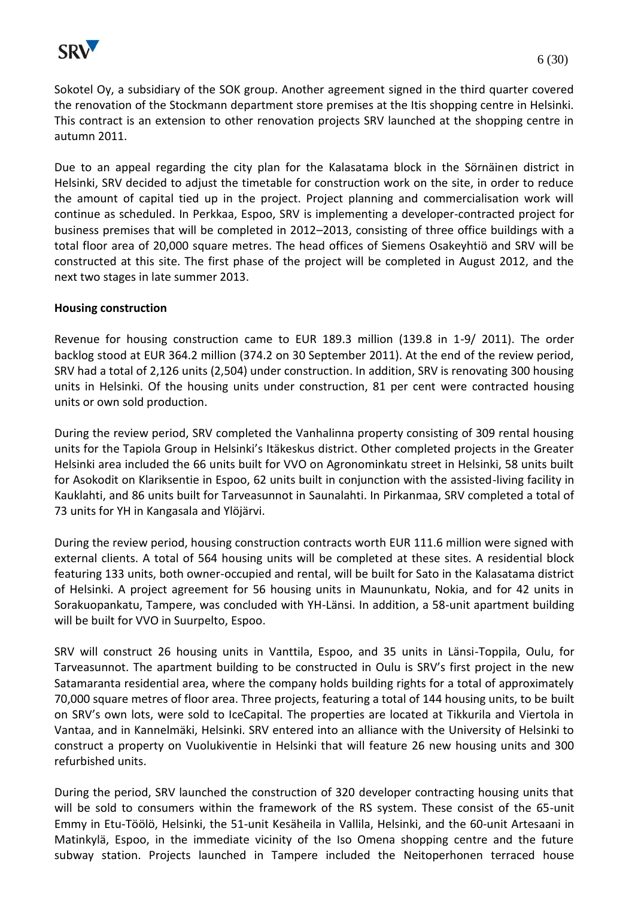Sokotel Oy, a subsidiary of the SOK group. Another agreement signed in the third quarter covered the renovation of the Stockmann department store premises at the Itis shopping centre in Helsinki. This contract is an extension to other renovation projects SRV launched at the shopping centre in autumn 2011.

Due to an appeal regarding the city plan for the Kalasatama block in the Sörnäinen district in Helsinki, SRV decided to adjust the timetable for construction work on the site, in order to reduce the amount of capital tied up in the project. Project planning and commercialisation work will continue as scheduled. In Perkkaa, Espoo, SRV is implementing a developer-contracted project for business premises that will be completed in 2012–2013, consisting of three office buildings with a total floor area of 20,000 square metres. The head offices of Siemens Osakeyhtiö and SRV will be constructed at this site. The first phase of the project will be completed in August 2012, and the next two stages in late summer 2013.

**Housing construction**

Revenue for housing construction came to EUR 189.3 million (139.8 in 1-9/ 2011). The order backlog stood at EUR 364.2 million (374.2 on 30 September 2011). At the end of the review period, SRV had a total of 2,126 units (2,504) under construction. In addition, SRV is renovating 300 housing units in Helsinki. Of the housing units under construction, 81 per cent were contracted housing units or own sold production.

During the review period, SRV completed the Vanhalinna property consisting of 309 rental housing units for the Tapiola Group in Helsinki's Itäkeskus district. Other completed projects in the Greater Helsinki area included the 66 units built for VVO on Agronominkatu street in Helsinki, 58 units built for Asokodit on Klariksentie in Espoo, 62 units built in conjunction with the assisted-living facility in Kauklahti, and 86 units built for Tarveasunnot in Saunalahti. In Pirkanmaa, SRV completed a total of 73 units for YH in Kangasala and Ylöjärvi.

During the review period, housing construction contracts worth EUR 111.6 million were signed with external clients. A total of 564 housing units will be completed at these sites. A residential block featuring 133 units, both owner-occupied and rental, will be built for Sato in the Kalasatama district of Helsinki. A project agreement for 56 housing units in Maunukatu, Nokia, and for 42 units in Sorakuopankatu, Tampere, was concluded with YH-Länsi. In addition, a 58-unit apartment building will be built for VVO in Suurpelto, Espoo.

SRV will construct 26 housing units in Vanttila, Espoo, and 35 units in Länsi-Toppila, Oulu, for Tarveasunnot. The apartment building to be constructed in Oulu is SRV's first project in the new Satamaranta residential area, where the company holds building rights for a total of approximately 70,000 square metres of floor area. Three projects, featuring a total of 144 housing units, to be built on SRV's own lots, were sold to IceCapital. The properties are located at Tikkurila and Viertola in Vantaa, and in Kannelmäki, Helsinki. SRV entered into an alliance with the University of Helsinki to construct a property on Vuolukiventie in Helsinki that will feature 26 new housing units and 300 refurbished units.

During the period, SRV launched the construction of 320 developer contracting housing units that will be sold to consumers within the framework of the RS system. These consist of the 65-unit Emmy in Etu-Töölö, Helsinki, the 51-unit Kesäheila in Vallila, Helsinki, and the 60-unit Artesaani in Matinkylä, Espoo, in the immediate vicinity of the Iso Omena shopping centre and the future subway station. Projects launched in Tampere included the Neitoperhonen terraced house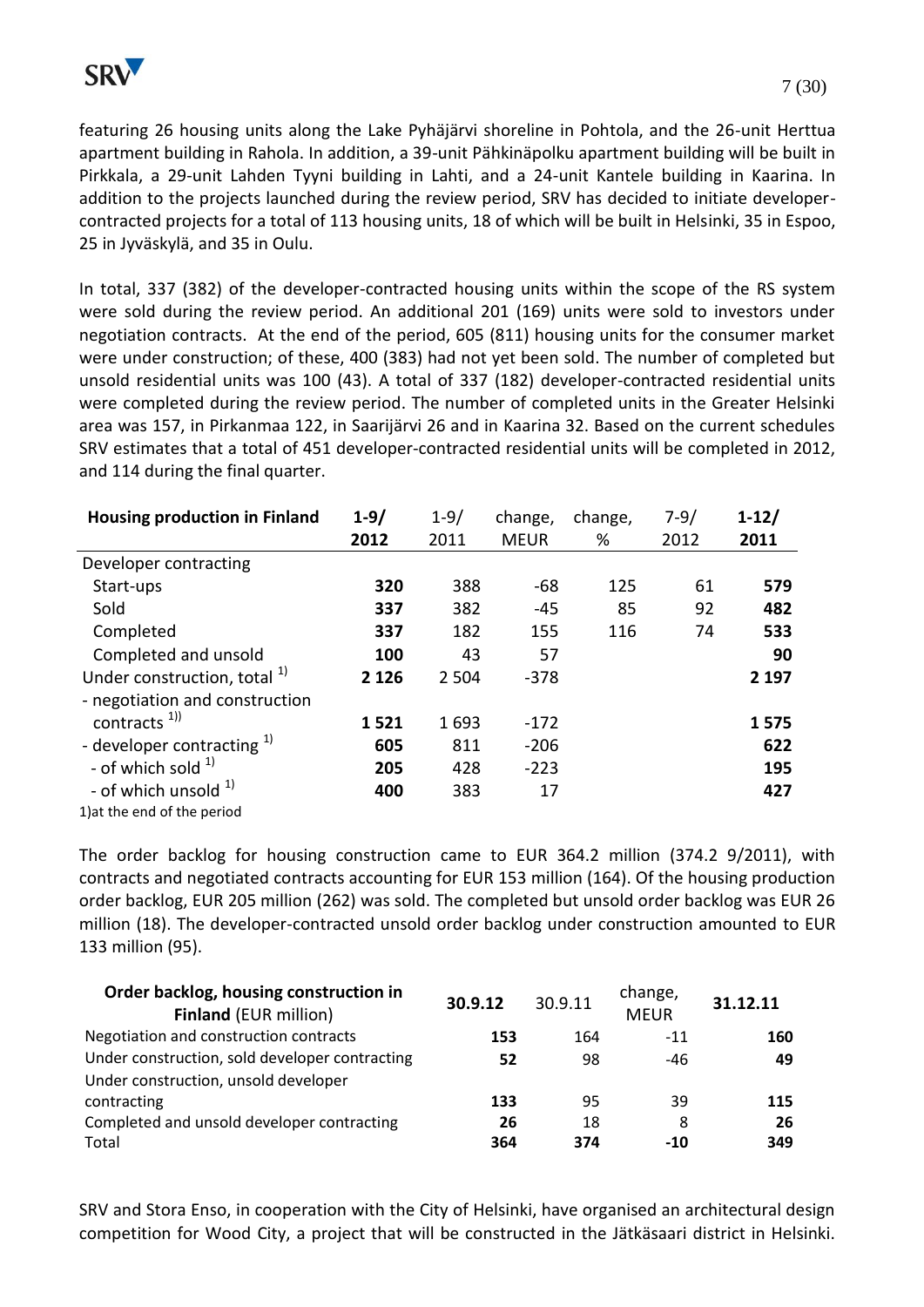featuring 26 housing units along the Lake Pyhäjärvi shoreline in Pohtola, and the 26-unit Herttua apartment building in Rahola. In addition, a 39-unit Pähkinäpolku apartment building will be built in Pirkkala, a 29-unit Lahden Tyyni building in Lahti, and a 24-unit Kantele building in Kaarina. In addition to the projects launched during the review period, SRV has decided to initiate developer-contracted projects for a total of 113 housing units, 18 of which will be built in Helsinki, 35 in Espoo, 25 in Jyväskylä, and 35 in Oulu.

In total, 337 (382) of the developer-contracted housing units within the scope of the RS system were sold during the review period. An additional 201 (169) units were sold to investors under negotiation contracts. At the end of the period, 605 (811) housing units for the consumer market were under construction; of these, 400 (383) had not yet been sold. The number of completed but unsold residential units was 100 (43). A total of 337 (182) developer-contracted residential units were completed during the review period. The number of completed units in the Greater Helsinki area was 157, in Pirkanmaa 122, in Saarijärvi 26 and in Kaarina 32. Based on the current schedules SRV estimates that a total of 451 developer-contracted residential units will be completed in 2012, and 114 during the final quarter.

| Housing production in Finland | 1-9/ 2012 | 1-9/ 2011 | change, MEUR | change, % | 7-9/ 2012 | 1-12/ 2011 |
|---|---|---|---|---|---|---|
| Developer contracting | | | | | | |
| Start-ups | **320** | 388 | -68 | 125 | 61 | **579** |
| Sold | **337** | 382 | -45 | 85 | 92 | **482** |
| Completed | **337** | 182 | 155 | 116 | 74 | **533** |
| Completed and unsold | **100** | 43 | 57 | | | **90** |
| Under construction, total [1] | **2 126** | 2 504 | -378 | | | **2 197** |
| - negotiation and construction contracts [1)] | **1 521** | 1 693 | -172 | | | **1 575** |
| - developer contracting [1] | **605** | 811 | -206 | | | **622** |
| - of which sold [1] | **205** | 428 | -223 | | | **195** |
| - of which unsold [1] | **400** | 383 | 17 | | | **427** |

1)at the end of the period

The order backlog for housing construction came to EUR 364.2 million (374.2 9/2011), with contracts and negotiated contracts accounting for EUR 153 million (164). Of the housing production order backlog, EUR 205 million (262) was sold. The completed but unsold order backlog was EUR 26 million (18). The developer-contracted unsold order backlog under construction amounted to EUR 133 million (95).

| Order backlog, housing construction in **Finland** (EUR million) | 30.9.12 | 30.9.11 | change, MEUR | 31.12.11 |
|---|---|---|---|---|
| Negotiation and construction contracts | **153** | 164 | -11 | **160** |
| Under construction, sold developer contracting | **52** | 98 | -46 | **49** |
| Under construction, unsold developer contracting | **133** | 95 | 39 | **115** |
| Completed and unsold developer contracting | **26** | 18 | 8 | **26** |
| Total | **364** | **374** | **-10** | **349** |

SRV and Stora Enso, in cooperation with the City of Helsinki, have organised an architectural design competition for Wood City, a project that will be constructed in the Jätkäsaari district in Helsinki.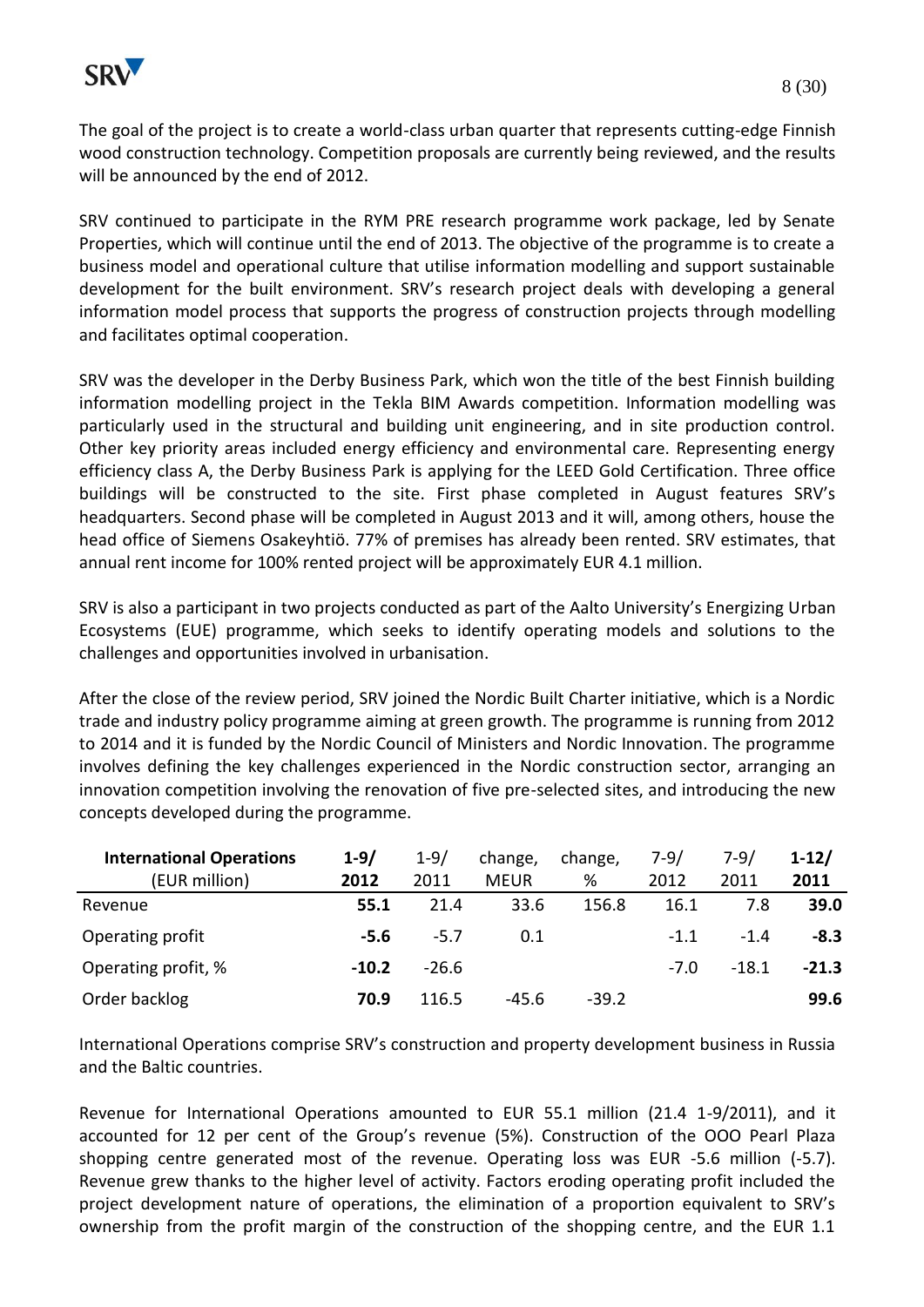The goal of the project is to create a world-class urban quarter that represents cutting-edge Finnish wood construction technology. Competition proposals are currently being reviewed, and the results will be announced by the end of 2012.

SRV continued to participate in the RYM PRE research programme work package, led by Senate Properties, which will continue until the end of 2013. The objective of the programme is to create a business model and operational culture that utilise information modelling and support sustainable development for the built environment. SRV's research project deals with developing a general information model process that supports the progress of construction projects through modelling and facilitates optimal cooperation.

SRV was the developer in the Derby Business Park, which won the title of the best Finnish building information modelling project in the Tekla BIM Awards competition. Information modelling was particularly used in the structural and building unit engineering, and in site production control. Other key priority areas included energy efficiency and environmental care. Representing energy efficiency class A, the Derby Business Park is applying for the LEED Gold Certification. Three office buildings will be constructed to the site. First phase completed in August features SRV's headquarters. Second phase will be completed in August 2013 and it will, among others, house the head office of Siemens Osakeyhtiö. 77% of premises has already been rented. SRV estimates, that annual rent income for 100% rented project will be approximately EUR 4.1 million.

SRV is also a participant in two projects conducted as part of the Aalto University's Energizing Urban Ecosystems (EUE) programme, which seeks to identify operating models and solutions to the challenges and opportunities involved in urbanisation.

After the close of the review period, SRV joined the Nordic Built Charter initiative, which is a Nordic trade and industry policy programme aiming at green growth. The programme is running from 2012 to 2014 and it is funded by the Nordic Council of Ministers and Nordic Innovation. The programme involves defining the key challenges experienced in the Nordic construction sector, arranging an innovation competition involving the renovation of five pre-selected sites, and introducing the new concepts developed during the programme.

| **International Operations** (EUR million) | **1-9/ 2012** | 1-9/ 2011 | change, MEUR | change, % | 7-9/ 2012 | 7-9/ 2011 | **1-12/ 2011** |
|---|---|---|---|---|---|---|---|
| Revenue | **55.1** | 21.4 | 33.6 | 156.8 | 16.1 | 7.8 | **39.0** |
| Operating profit | **-5.6** | -5.7 | 0.1 | | -1.1 | -1.4 | **-8.3** |
| Operating profit, % | **-10.2** | -26.6 | | | -7.0 | -18.1 | **-21.3** |
| Order backlog | **70.9** | 116.5 | -45.6 | -39.2 | | | **99.6** |

International Operations comprise SRV's construction and property development business in Russia and the Baltic countries.

Revenue for International Operations amounted to EUR 55.1 million (21.4 1-9/2011), and it accounted for 12 per cent of the Group's revenue (5%). Construction of the OOO Pearl Plaza shopping centre generated most of the revenue. Operating loss was EUR -5.6 million (-5.7). Revenue grew thanks to the higher level of activity. Factors eroding operating profit included the project development nature of operations, the elimination of a proportion equivalent to SRV's ownership from the profit margin of the construction of the shopping centre, and the EUR 1.1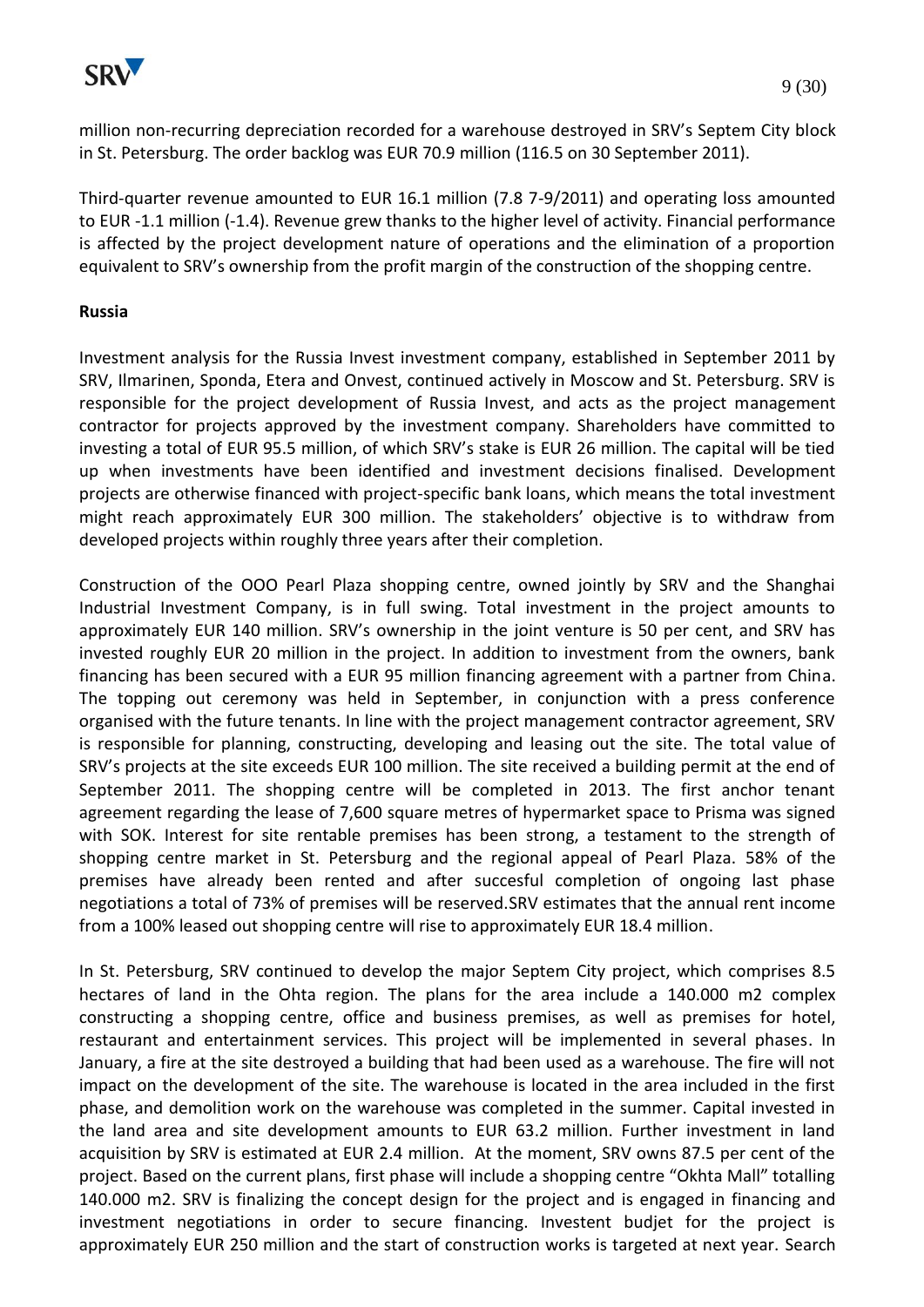million non-recurring depreciation recorded for a warehouse destroyed in SRV's Septem City block in St. Petersburg. The order backlog was EUR 70.9 million (116.5 on 30 September 2011).

Third-quarter revenue amounted to EUR 16.1 million (7.8 7-9/2011) and operating loss amounted to EUR -1.1 million (-1.4). Revenue grew thanks to the higher level of activity. Financial performance is affected by the project development nature of operations and the elimination of a proportion equivalent to SRV's ownership from the profit margin of the construction of the shopping centre.

**Russia**

Investment analysis for the Russia Invest investment company, established in September 2011 by SRV, Ilmarinen, Sponda, Etera and Onvest, continued actively in Moscow and St. Petersburg. SRV is responsible for the project development of Russia Invest, and acts as the project management contractor for projects approved by the investment company. Shareholders have committed to investing a total of EUR 95.5 million, of which SRV's stake is EUR 26 million. The capital will be tied up when investments have been identified and investment decisions finalised. Development projects are otherwise financed with project-specific bank loans, which means the total investment might reach approximately EUR 300 million. The stakeholders' objective is to withdraw from developed projects within roughly three years after their completion.

Construction of the OOO Pearl Plaza shopping centre, owned jointly by SRV and the Shanghai Industrial Investment Company, is in full swing. Total investment in the project amounts to approximately EUR 140 million. SRV's ownership in the joint venture is 50 per cent, and SRV has invested roughly EUR 20 million in the project. In addition to investment from the owners, bank financing has been secured with a EUR 95 million financing agreement with a partner from China. The topping out ceremony was held in September, in conjunction with a press conference organised with the future tenants. In line with the project management contractor agreement, SRV is responsible for planning, constructing, developing and leasing out the site. The total value of SRV's projects at the site exceeds EUR 100 million. The site received a building permit at the end of September 2011. The shopping centre will be completed in 2013. The first anchor tenant agreement regarding the lease of 7,600 square metres of hypermarket space to Prisma was signed with SOK. Interest for site rentable premises has been strong, a testament to the strength of shopping centre market in St. Petersburg and the regional appeal of Pearl Plaza. 58% of the premises have already been rented and after succesful completion of ongoing last phase negotiations a total of 73% of premises will be reserved.SRV estimates that the annual rent income from a 100% leased out shopping centre will rise to approximately EUR 18.4 million.

In St. Petersburg, SRV continued to develop the major Septem City project, which comprises 8.5 hectares of land in the Ohta region. The plans for the area include a 140.000 m2 complex constructing a shopping centre, office and business premises, as well as premises for hotel, restaurant and entertainment services. This project will be implemented in several phases. In January, a fire at the site destroyed a building that had been used as a warehouse. The fire will not impact on the development of the site. The warehouse is located in the area included in the first phase, and demolition work on the warehouse was completed in the summer. Capital invested in the land area and site development amounts to EUR 63.2 million. Further investment in land acquisition by SRV is estimated at EUR 2.4 million. At the moment, SRV owns 87.5 per cent of the project. Based on the current plans, first phase will include a shopping centre "Okhta Mall" totalling 140.000 m2. SRV is finalizing the concept design for the project and is engaged in financing and investment negotiations in order to secure financing. Investent budjet for the project is approximately EUR 250 million and the start of construction works is targeted at next year. Search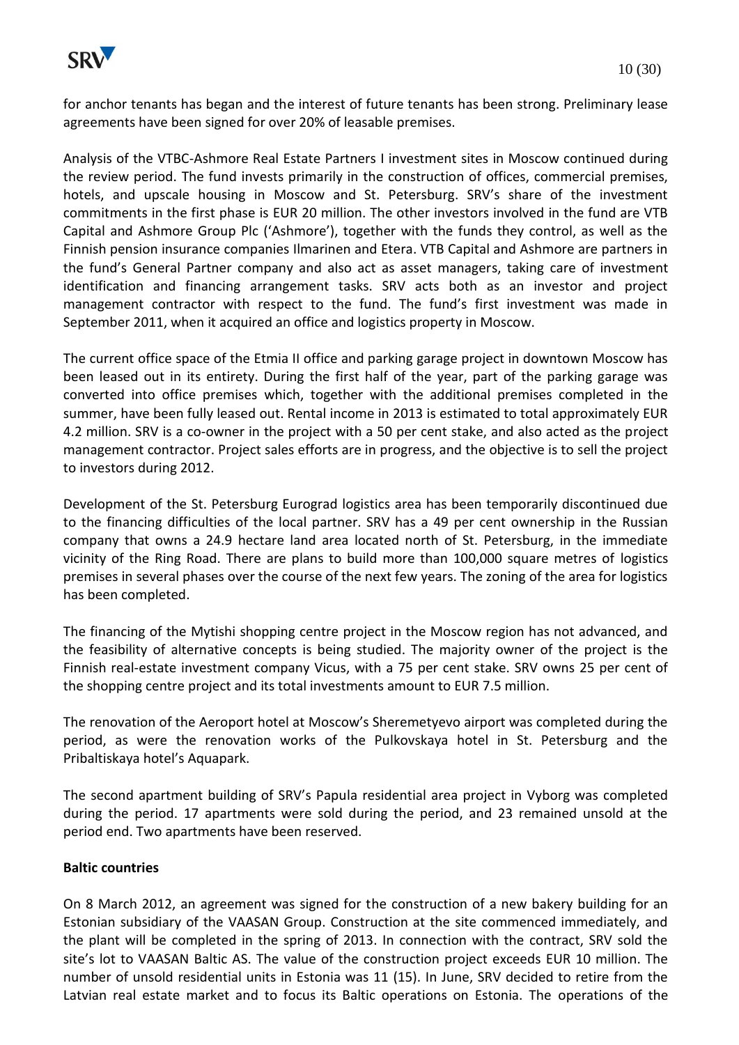for anchor tenants has began and the interest of future tenants has been strong. Preliminary lease agreements have been signed for over 20% of leasable premises.

Analysis of the VTBC-Ashmore Real Estate Partners I investment sites in Moscow continued during the review period. The fund invests primarily in the construction of offices, commercial premises, hotels, and upscale housing in Moscow and St. Petersburg. SRV's share of the investment commitments in the first phase is EUR 20 million. The other investors involved in the fund are VTB Capital and Ashmore Group Plc ('Ashmore'), together with the funds they control, as well as the Finnish pension insurance companies Ilmarinen and Etera. VTB Capital and Ashmore are partners in the fund's General Partner company and also act as asset managers, taking care of investment identification and financing arrangement tasks. SRV acts both as an investor and project management contractor with respect to the fund. The fund's first investment was made in September 2011, when it acquired an office and logistics property in Moscow.

The current office space of the Etmia II office and parking garage project in downtown Moscow has been leased out in its entirety. During the first half of the year, part of the parking garage was converted into office premises which, together with the additional premises completed in the summer, have been fully leased out. Rental income in 2013 is estimated to total approximately EUR 4.2 million. SRV is a co-owner in the project with a 50 per cent stake, and also acted as the project management contractor. Project sales efforts are in progress, and the objective is to sell the project to investors during 2012.

Development of the St. Petersburg Eurograd logistics area has been temporarily discontinued due to the financing difficulties of the local partner. SRV has a 49 per cent ownership in the Russian company that owns a 24.9 hectare land area located north of St. Petersburg, in the immediate vicinity of the Ring Road. There are plans to build more than 100,000 square metres of logistics premises in several phases over the course of the next few years. The zoning of the area for logistics has been completed.

The financing of the Mytishi shopping centre project in the Moscow region has not advanced, and the feasibility of alternative concepts is being studied. The majority owner of the project is the Finnish real-estate investment company Vicus, with a 75 per cent stake. SRV owns 25 per cent of the shopping centre project and its total investments amount to EUR 7.5 million.

The renovation of the Aeroport hotel at Moscow's Sheremetyevo airport was completed during the period, as were the renovation works of the Pulkovskaya hotel in St. Petersburg and the Pribaltiskaya hotel's Aquapark.

The second apartment building of SRV's Papula residential area project in Vyborg was completed during the period. 17 apartments were sold during the period, and 23 remained unsold at the period end. Two apartments have been reserved.

**Baltic countries**

On 8 March 2012, an agreement was signed for the construction of a new bakery building for an Estonian subsidiary of the VAASAN Group. Construction at the site commenced immediately, and the plant will be completed in the spring of 2013. In connection with the contract, SRV sold the site's lot to VAASAN Baltic AS. The value of the construction project exceeds EUR 10 million. The number of unsold residential units in Estonia was 11 (15). In June, SRV decided to retire from the Latvian real estate market and to focus its Baltic operations on Estonia. The operations of the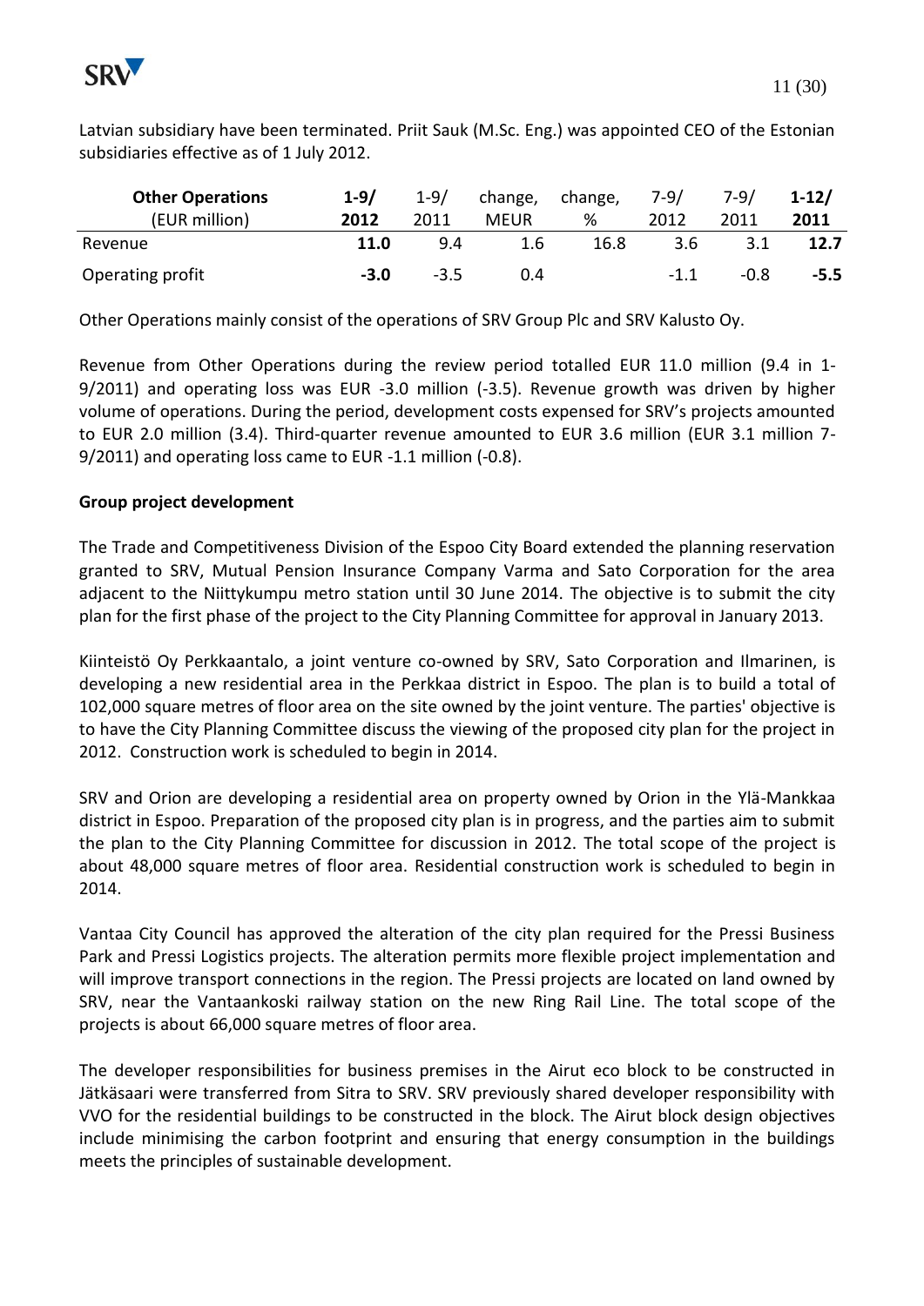Latvian subsidiary have been terminated. Priit Sauk (M.Sc. Eng.) was appointed CEO of the Estonian subsidiaries effective as of 1 July 2012.

| **Other Operations** (EUR million) | **1-9/ 2012** | 1-9/ 2011 | change, MEUR | change, % | 7-9/ 2012 | 7-9/ 2011 | **1-12/ 2011** |
|---|---|---|---|---|---|---|---|
| Revenue | **11.0** | 9.4 | 1.6 | 16.8 | 3.6 | 3.1 | **12.7** |
| Operating profit | **-3.0** | -3.5 | 0.4 | | -1.1 | -0.8 | **-5.5** |

Other Operations mainly consist of the operations of SRV Group Plc and SRV Kalusto Oy.

Revenue from Other Operations during the review period totalled EUR 11.0 million (9.4 in 1-9/2011) and operating loss was EUR -3.0 million (-3.5). Revenue growth was driven by higher volume of operations. During the period, development costs expensed for SRV's projects amounted to EUR 2.0 million (3.4). Third-quarter revenue amounted to EUR 3.6 million (EUR 3.1 million 7-9/2011) and operating loss came to EUR -1.1 million (-0.8).

**Group project development**

The Trade and Competitiveness Division of the Espoo City Board extended the planning reservation granted to SRV, Mutual Pension Insurance Company Varma and Sato Corporation for the area adjacent to the Niittykumpu metro station until 30 June 2014. The objective is to submit the city plan for the first phase of the project to the City Planning Committee for approval in January 2013.

Kiinteistö Oy Perkkaantalo, a joint venture co-owned by SRV, Sato Corporation and Ilmarinen, is developing a new residential area in the Perkkaa district in Espoo. The plan is to build a total of 102,000 square metres of floor area on the site owned by the joint venture. The parties' objective is to have the City Planning Committee discuss the viewing of the proposed city plan for the project in 2012. Construction work is scheduled to begin in 2014.

SRV and Orion are developing a residential area on property owned by Orion in the Ylä-Mankkaa district in Espoo. Preparation of the proposed city plan is in progress, and the parties aim to submit the plan to the City Planning Committee for discussion in 2012. The total scope of the project is about 48,000 square metres of floor area. Residential construction work is scheduled to begin in 2014.

Vantaa City Council has approved the alteration of the city plan required for the Pressi Business Park and Pressi Logistics projects. The alteration permits more flexible project implementation and will improve transport connections in the region. The Pressi projects are located on land owned by SRV, near the Vantaankoski railway station on the new Ring Rail Line. The total scope of the projects is about 66,000 square metres of floor area.

The developer responsibilities for business premises in the Airut eco block to be constructed in Jätkäsaari were transferred from Sitra to SRV. SRV previously shared developer responsibility with VVO for the residential buildings to be constructed in the block. The Airut block design objectives include minimising the carbon footprint and ensuring that energy consumption in the buildings meets the principles of sustainable development.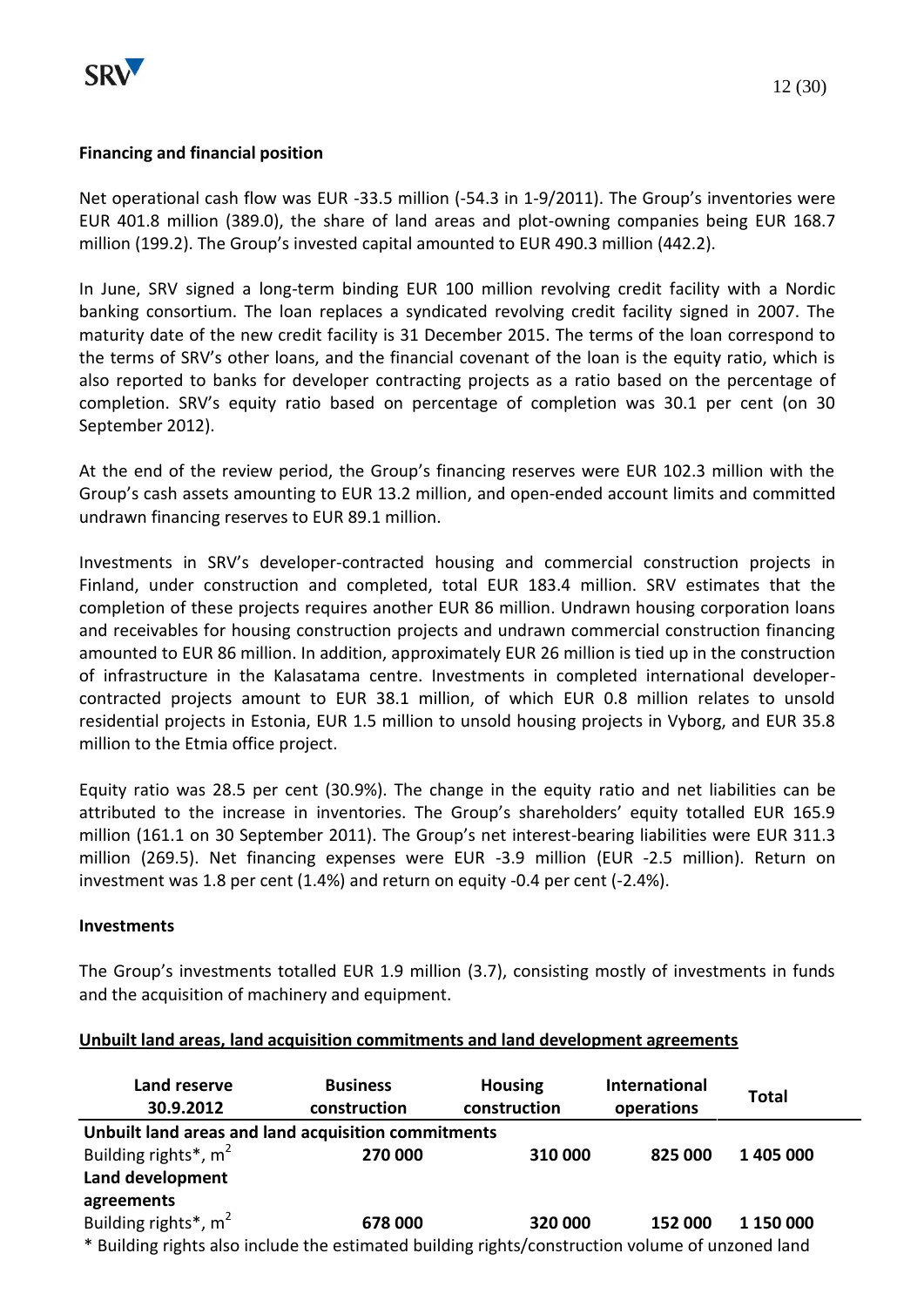**Financing and financial position**

Net operational cash flow was EUR -33.5 million (-54.3 in 1-9/2011). The Group's inventories were EUR 401.8 million (389.0), the share of land areas and plot-owning companies being EUR 168.7 million (199.2). The Group's invested capital amounted to EUR 490.3 million (442.2).

In June, SRV signed a long-term binding EUR 100 million revolving credit facility with a Nordic banking consortium. The loan replaces a syndicated revolving credit facility signed in 2007. The maturity date of the new credit facility is 31 December 2015. The terms of the loan correspond to the terms of SRV's other loans, and the financial covenant of the loan is the equity ratio, which is also reported to banks for developer contracting projects as a ratio based on the percentage of completion. SRV's equity ratio based on percentage of completion was 30.1 per cent (on 30 September 2012).

At the end of the review period, the Group's financing reserves were EUR 102.3 million with the Group's cash assets amounting to EUR 13.2 million, and open-ended account limits and committed undrawn financing reserves to EUR 89.1 million.

Investments in SRV's developer-contracted housing and commercial construction projects in Finland, under construction and completed, total EUR 183.4 million. SRV estimates that the completion of these projects requires another EUR 86 million. Undrawn housing corporation loans and receivables for housing construction projects and undrawn commercial construction financing amounted to EUR 86 million. In addition, approximately EUR 26 million is tied up in the construction of infrastructure in the Kalasatama centre. Investments in completed international developer-contracted projects amount to EUR 38.1 million, of which EUR 0.8 million relates to unsold residential projects in Estonia, EUR 1.5 million to unsold housing projects in Vyborg, and EUR 35.8 million to the Etmia office project.

Equity ratio was 28.5 per cent (30.9%). The change in the equity ratio and net liabilities can be attributed to the increase in inventories. The Group's shareholders' equity totalled EUR 165.9 million (161.1 on 30 September 2011). The Group's net interest-bearing liabilities were EUR 311.3 million (269.5). Net financing expenses were EUR -3.9 million (EUR -2.5 million). Return on investment was 1.8 per cent (1.4%) and return on equity -0.4 per cent (-2.4%).

**Investments**

The Group's investments totalled EUR 1.9 million (3.7), consisting mostly of investments in funds and the acquisition of machinery and equipment.

**Unbuilt land areas, land acquisition commitments and land development agreements**

| Land reserve 30.9.2012 | Business construction | Housing construction | International operations | Total |
|---|---|---|---|---|
| **Unbuilt land areas and land acquisition commitments** | | | | |
| Building rights*, m$^2$ | **270 000** | **310 000** | **825 000** | **1 405 000** |
| **Land development agreements** | | | | |
| Building rights*, m$^2$ | **678 000** | **320 000** | **152 000** | **1 150 000** |

\* Building rights also include the estimated building rights/construction volume of unzoned land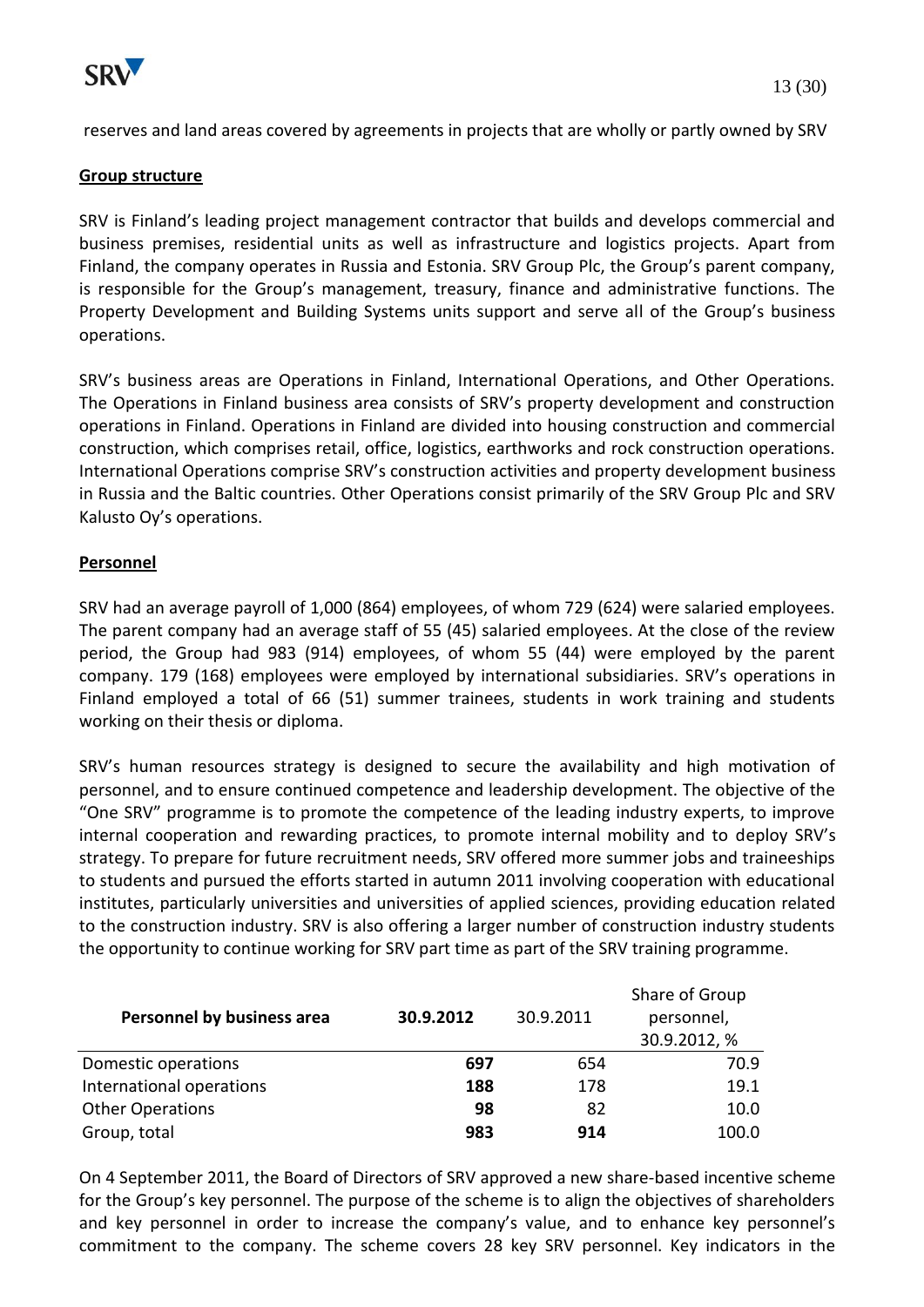reserves and land areas covered by agreements in projects that are wholly or partly owned by SRV

**Group structure**

SRV is Finland's leading project management contractor that builds and develops commercial and business premises, residential units as well as infrastructure and logistics projects. Apart from Finland, the company operates in Russia and Estonia. SRV Group Plc, the Group's parent company, is responsible for the Group's management, treasury, finance and administrative functions. The Property Development and Building Systems units support and serve all of the Group's business operations.

SRV's business areas are Operations in Finland, International Operations, and Other Operations. The Operations in Finland business area consists of SRV's property development and construction operations in Finland. Operations in Finland are divided into housing construction and commercial construction, which comprises retail, office, logistics, earthworks and rock construction operations. International Operations comprise SRV's construction activities and property development business in Russia and the Baltic countries. Other Operations consist primarily of the SRV Group Plc and SRV Kalusto Oy's operations.

**Personnel**

SRV had an average payroll of 1,000 (864) employees, of whom 729 (624) were salaried employees. The parent company had an average staff of 55 (45) salaried employees. At the close of the review period, the Group had 983 (914) employees, of whom 55 (44) were employed by the parent company. 179 (168) employees were employed by international subsidiaries. SRV's operations in Finland employed a total of 66 (51) summer trainees, students in work training and students working on their thesis or diploma.

SRV's human resources strategy is designed to secure the availability and high motivation of personnel, and to ensure continued competence and leadership development. The objective of the "One SRV" programme is to promote the competence of the leading industry experts, to improve internal cooperation and rewarding practices, to promote internal mobility and to deploy SRV's strategy. To prepare for future recruitment needs, SRV offered more summer jobs and traineeships to students and pursued the efforts started in autumn 2011 involving cooperation with educational institutes, particularly universities and universities of applied sciences, providing education related to the construction industry. SRV is also offering a larger number of construction industry students the opportunity to continue working for SRV part time as part of the SRV training programme.

| Personnel by business area | 30.9.2012 | 30.9.2011 | Share of Group personnel, 30.9.2012, % |
|---|---|---|---|
| Domestic operations | **697** | 654 | 70.9 |
| International operations | **188** | 178 | 19.1 |
| Other Operations | **98** | 82 | 10.0 |
| Group, total | **983** | **914** | 100.0 |

On 4 September 2011, the Board of Directors of SRV approved a new share-based incentive scheme for the Group's key personnel. The purpose of the scheme is to align the objectives of shareholders and key personnel in order to increase the company's value, and to enhance key personnel's commitment to the company. The scheme covers 28 key SRV personnel. Key indicators in the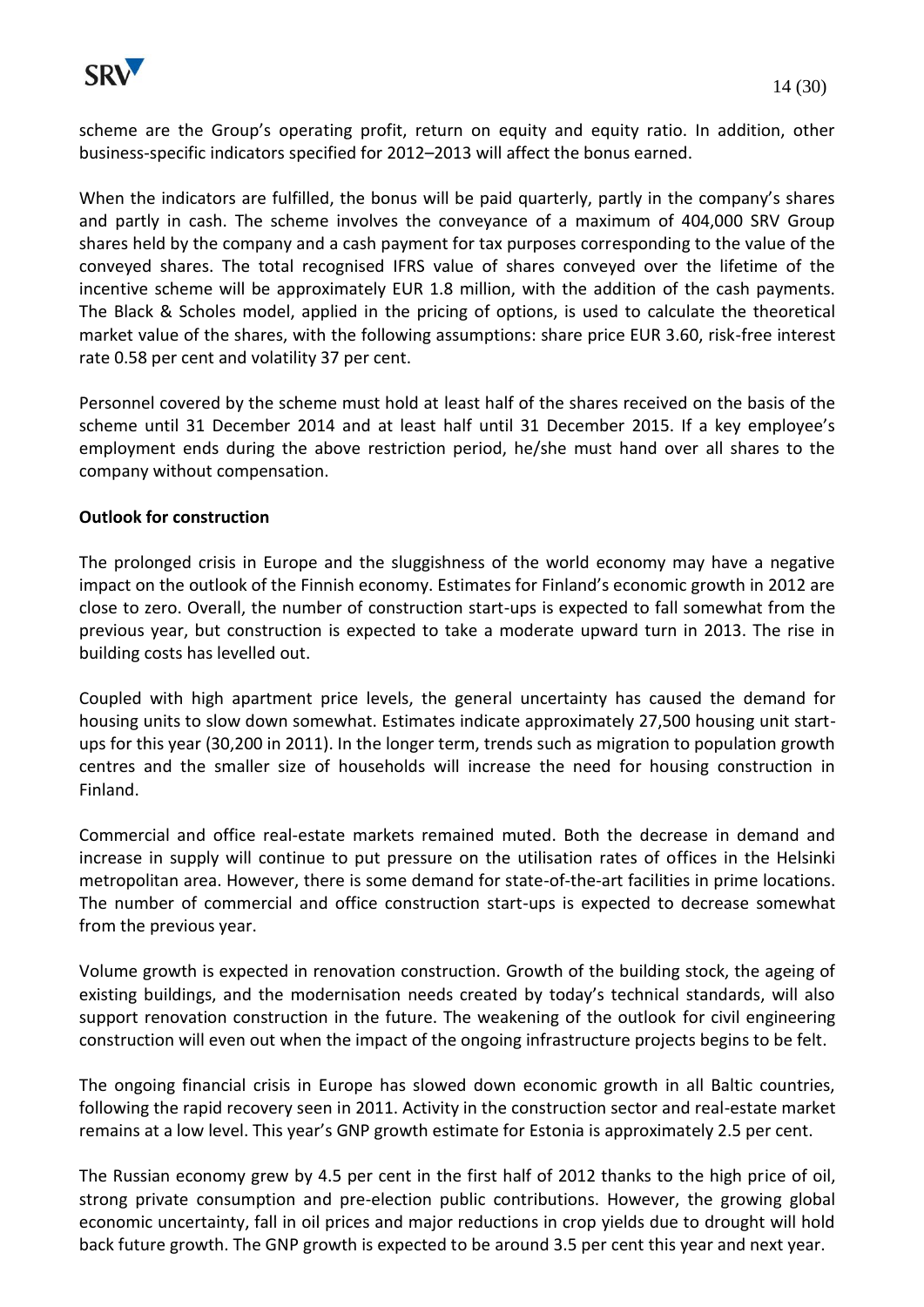scheme are the Group's operating profit, return on equity and equity ratio. In addition, other business-specific indicators specified for 2012–2013 will affect the bonus earned.

When the indicators are fulfilled, the bonus will be paid quarterly, partly in the company's shares and partly in cash. The scheme involves the conveyance of a maximum of 404,000 SRV Group shares held by the company and a cash payment for tax purposes corresponding to the value of the conveyed shares. The total recognised IFRS value of shares conveyed over the lifetime of the incentive scheme will be approximately EUR 1.8 million, with the addition of the cash payments. The Black & Scholes model, applied in the pricing of options, is used to calculate the theoretical market value of the shares, with the following assumptions: share price EUR 3.60, risk-free interest rate 0.58 per cent and volatility 37 per cent.

Personnel covered by the scheme must hold at least half of the shares received on the basis of the scheme until 31 December 2014 and at least half until 31 December 2015. If a key employee's employment ends during the above restriction period, he/she must hand over all shares to the company without compensation.

**Outlook for construction**

The prolonged crisis in Europe and the sluggishness of the world economy may have a negative impact on the outlook of the Finnish economy. Estimates for Finland's economic growth in 2012 are close to zero. Overall, the number of construction start-ups is expected to fall somewhat from the previous year, but construction is expected to take a moderate upward turn in 2013. The rise in building costs has levelled out.

Coupled with high apartment price levels, the general uncertainty has caused the demand for housing units to slow down somewhat. Estimates indicate approximately 27,500 housing unit start-ups for this year (30,200 in 2011). In the longer term, trends such as migration to population growth centres and the smaller size of households will increase the need for housing construction in Finland.

Commercial and office real-estate markets remained muted. Both the decrease in demand and increase in supply will continue to put pressure on the utilisation rates of offices in the Helsinki metropolitan area. However, there is some demand for state-of-the-art facilities in prime locations. The number of commercial and office construction start-ups is expected to decrease somewhat from the previous year.

Volume growth is expected in renovation construction. Growth of the building stock, the ageing of existing buildings, and the modernisation needs created by today's technical standards, will also support renovation construction in the future. The weakening of the outlook for civil engineering construction will even out when the impact of the ongoing infrastructure projects begins to be felt.

The ongoing financial crisis in Europe has slowed down economic growth in all Baltic countries, following the rapid recovery seen in 2011. Activity in the construction sector and real-estate market remains at a low level. This year's GNP growth estimate for Estonia is approximately 2.5 per cent.

The Russian economy grew by 4.5 per cent in the first half of 2012 thanks to the high price of oil, strong private consumption and pre-election public contributions. However, the growing global economic uncertainty, fall in oil prices and major reductions in crop yields due to drought will hold back future growth. The GNP growth is expected to be around 3.5 per cent this year and next year.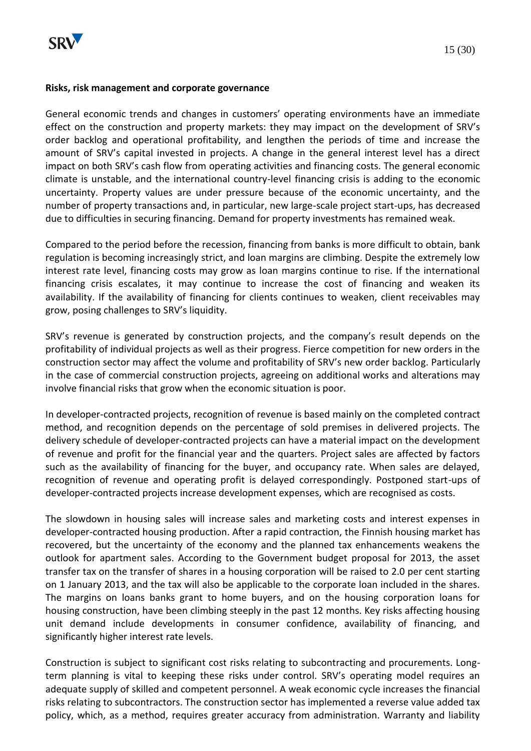**Risks, risk management and corporate governance**

General economic trends and changes in customers' operating environments have an immediate effect on the construction and property markets: they may impact on the development of SRV's order backlog and operational profitability, and lengthen the periods of time and increase the amount of SRV's capital invested in projects. A change in the general interest level has a direct impact on both SRV's cash flow from operating activities and financing costs. The general economic climate is unstable, and the international country-level financing crisis is adding to the economic uncertainty. Property values are under pressure because of the economic uncertainty, and the number of property transactions and, in particular, new large-scale project start-ups, has decreased due to difficulties in securing financing. Demand for property investments has remained weak.

Compared to the period before the recession, financing from banks is more difficult to obtain, bank regulation is becoming increasingly strict, and loan margins are climbing. Despite the extremely low interest rate level, financing costs may grow as loan margins continue to rise. If the international financing crisis escalates, it may continue to increase the cost of financing and weaken its availability. If the availability of financing for clients continues to weaken, client receivables may grow, posing challenges to SRV's liquidity.

SRV's revenue is generated by construction projects, and the company's result depends on the profitability of individual projects as well as their progress. Fierce competition for new orders in the construction sector may affect the volume and profitability of SRV's new order backlog. Particularly in the case of commercial construction projects, agreeing on additional works and alterations may involve financial risks that grow when the economic situation is poor.

In developer-contracted projects, recognition of revenue is based mainly on the completed contract method, and recognition depends on the percentage of sold premises in delivered projects. The delivery schedule of developer-contracted projects can have a material impact on the development of revenue and profit for the financial year and the quarters. Project sales are affected by factors such as the availability of financing for the buyer, and occupancy rate. When sales are delayed, recognition of revenue and operating profit is delayed correspondingly. Postponed start-ups of developer-contracted projects increase development expenses, which are recognised as costs.

The slowdown in housing sales will increase sales and marketing costs and interest expenses in developer-contracted housing production. After a rapid contraction, the Finnish housing market has recovered, but the uncertainty of the economy and the planned tax enhancements weakens the outlook for apartment sales. According to the Government budget proposal for 2013, the asset transfer tax on the transfer of shares in a housing corporation will be raised to 2.0 per cent starting on 1 January 2013, and the tax will also be applicable to the corporate loan included in the shares. The margins on loans banks grant to home buyers, and on the housing corporation loans for housing construction, have been climbing steeply in the past 12 months. Key risks affecting housing unit demand include developments in consumer confidence, availability of financing, and significantly higher interest rate levels.

Construction is subject to significant cost risks relating to subcontracting and procurements. Long-term planning is vital to keeping these risks under control. SRV's operating model requires an adequate supply of skilled and competent personnel. A weak economic cycle increases the financial risks relating to subcontractors. The construction sector has implemented a reverse value added tax policy, which, as a method, requires greater accuracy from administration. Warranty and liability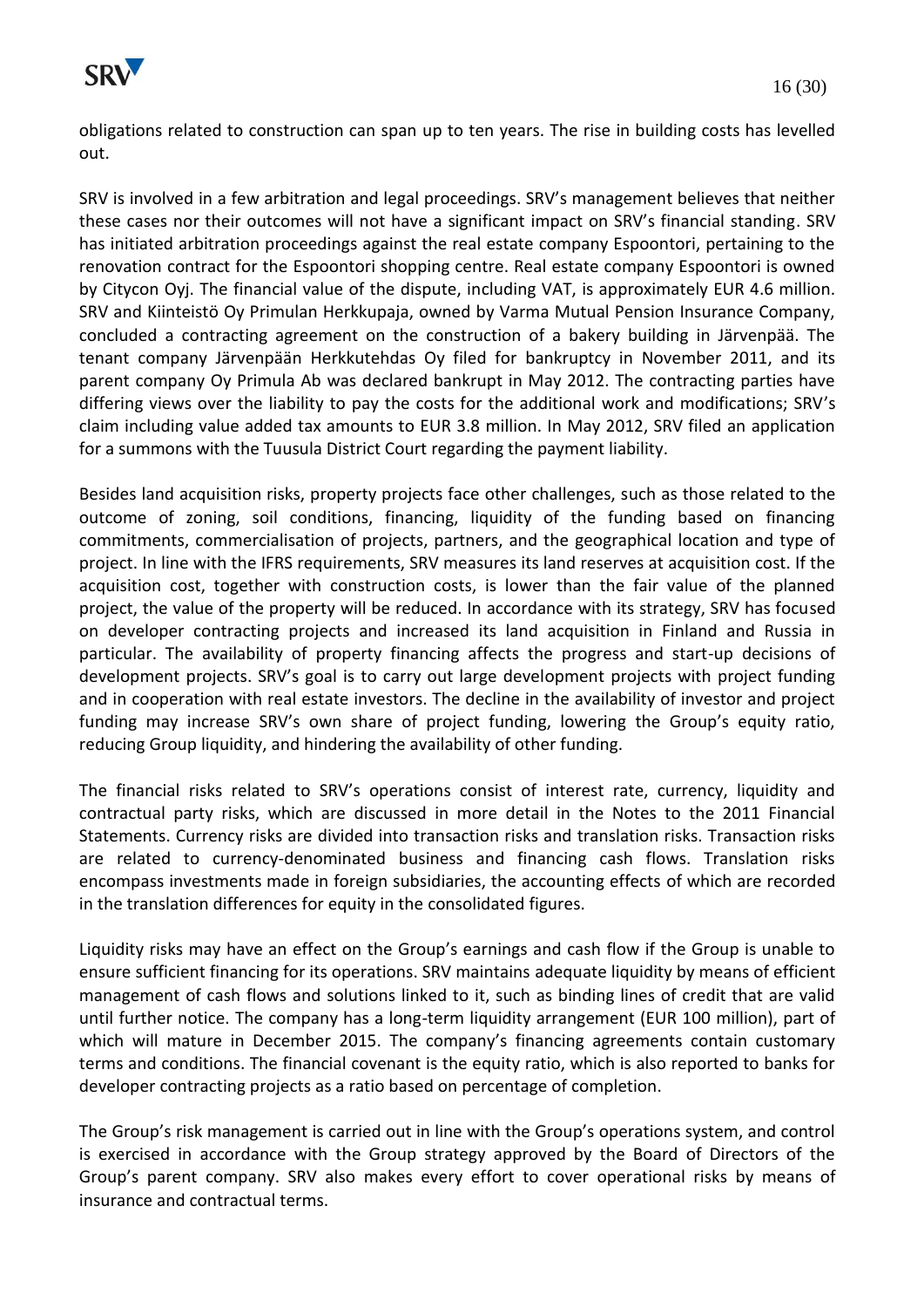obligations related to construction can span up to ten years. The rise in building costs has levelled out.

SRV is involved in a few arbitration and legal proceedings. SRV's management believes that neither these cases nor their outcomes will not have a significant impact on SRV's financial standing. SRV has initiated arbitration proceedings against the real estate company Espoontori, pertaining to the renovation contract for the Espoontori shopping centre. Real estate company Espoontori is owned by Citycon Oyj. The financial value of the dispute, including VAT, is approximately EUR 4.6 million. SRV and Kiinteistö Oy Primulan Herkkupaja, owned by Varma Mutual Pension Insurance Company, concluded a contracting agreement on the construction of a bakery building in Järvenpää. The tenant company Järvenpään Herkkutehdas Oy filed for bankruptcy in November 2011, and its parent company Oy Primula Ab was declared bankrupt in May 2012. The contracting parties have differing views over the liability to pay the costs for the additional work and modifications; SRV's claim including value added tax amounts to EUR 3.8 million. In May 2012, SRV filed an application for a summons with the Tuusula District Court regarding the payment liability.

Besides land acquisition risks, property projects face other challenges, such as those related to the outcome of zoning, soil conditions, financing, liquidity of the funding based on financing commitments, commercialisation of projects, partners, and the geographical location and type of project. In line with the IFRS requirements, SRV measures its land reserves at acquisition cost. If the acquisition cost, together with construction costs, is lower than the fair value of the planned project, the value of the property will be reduced. In accordance with its strategy, SRV has focused on developer contracting projects and increased its land acquisition in Finland and Russia in particular. The availability of property financing affects the progress and start-up decisions of development projects. SRV's goal is to carry out large development projects with project funding and in cooperation with real estate investors. The decline in the availability of investor and project funding may increase SRV's own share of project funding, lowering the Group's equity ratio, reducing Group liquidity, and hindering the availability of other funding.

The financial risks related to SRV's operations consist of interest rate, currency, liquidity and contractual party risks, which are discussed in more detail in the Notes to the 2011 Financial Statements. Currency risks are divided into transaction risks and translation risks. Transaction risks are related to currency-denominated business and financing cash flows. Translation risks encompass investments made in foreign subsidiaries, the accounting effects of which are recorded in the translation differences for equity in the consolidated figures.

Liquidity risks may have an effect on the Group's earnings and cash flow if the Group is unable to ensure sufficient financing for its operations. SRV maintains adequate liquidity by means of efficient management of cash flows and solutions linked to it, such as binding lines of credit that are valid until further notice. The company has a long-term liquidity arrangement (EUR 100 million), part of which will mature in December 2015. The company's financing agreements contain customary terms and conditions. The financial covenant is the equity ratio, which is also reported to banks for developer contracting projects as a ratio based on percentage of completion.

The Group's risk management is carried out in line with the Group's operations system, and control is exercised in accordance with the Group strategy approved by the Board of Directors of the Group's parent company. SRV also makes every effort to cover operational risks by means of insurance and contractual terms.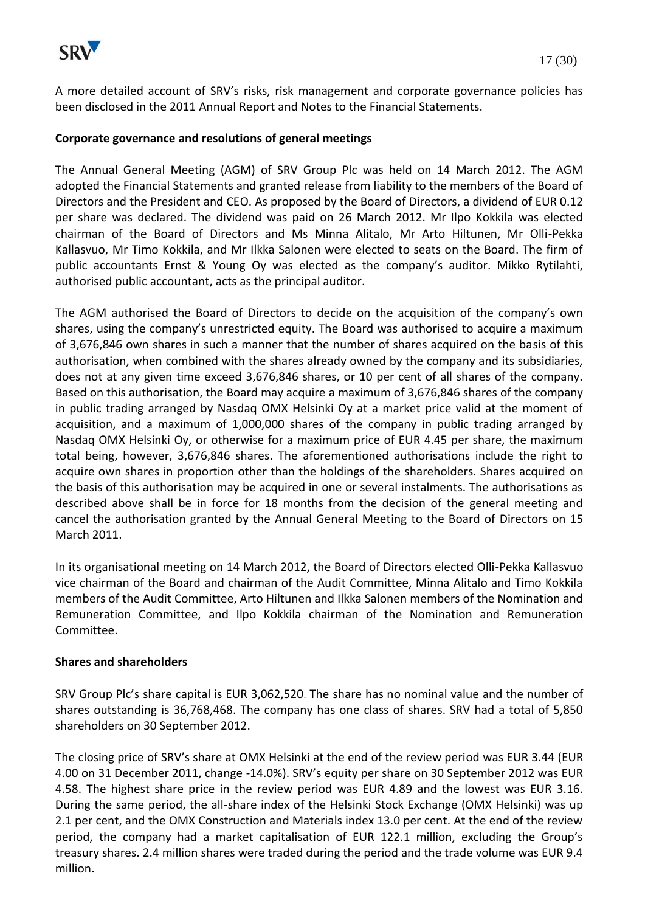A more detailed account of SRV's risks, risk management and corporate governance policies has been disclosed in the 2011 Annual Report and Notes to the Financial Statements.

**Corporate governance and resolutions of general meetings**

The Annual General Meeting (AGM) of SRV Group Plc was held on 14 March 2012. The AGM adopted the Financial Statements and granted release from liability to the members of the Board of Directors and the President and CEO. As proposed by the Board of Directors, a dividend of EUR 0.12 per share was declared. The dividend was paid on 26 March 2012. Mr Ilpo Kokkila was elected chairman of the Board of Directors and Ms Minna Alitalo, Mr Arto Hiltunen, Mr Olli-Pekka Kallasvuo, Mr Timo Kokkila, and Mr Ilkka Salonen were elected to seats on the Board. The firm of public accountants Ernst & Young Oy was elected as the company's auditor. Mikko Rytilahti, authorised public accountant, acts as the principal auditor.

The AGM authorised the Board of Directors to decide on the acquisition of the company's own shares, using the company's unrestricted equity. The Board was authorised to acquire a maximum of 3,676,846 own shares in such a manner that the number of shares acquired on the basis of this authorisation, when combined with the shares already owned by the company and its subsidiaries, does not at any given time exceed 3,676,846 shares, or 10 per cent of all shares of the company. Based on this authorisation, the Board may acquire a maximum of 3,676,846 shares of the company in public trading arranged by Nasdaq OMX Helsinki Oy at a market price valid at the moment of acquisition, and a maximum of 1,000,000 shares of the company in public trading arranged by Nasdaq OMX Helsinki Oy, or otherwise for a maximum price of EUR 4.45 per share, the maximum total being, however, 3,676,846 shares. The aforementioned authorisations include the right to acquire own shares in proportion other than the holdings of the shareholders. Shares acquired on the basis of this authorisation may be acquired in one or several instalments. The authorisations as described above shall be in force for 18 months from the decision of the general meeting and cancel the authorisation granted by the Annual General Meeting to the Board of Directors on 15 March 2011.

In its organisational meeting on 14 March 2012, the Board of Directors elected Olli-Pekka Kallasvuo vice chairman of the Board and chairman of the Audit Committee, Minna Alitalo and Timo Kokkila members of the Audit Committee, Arto Hiltunen and Ilkka Salonen members of the Nomination and Remuneration Committee, and Ilpo Kokkila chairman of the Nomination and Remuneration Committee.

**Shares and shareholders**

SRV Group Plc's share capital is EUR 3,062,520. The share has no nominal value and the number of shares outstanding is 36,768,468. The company has one class of shares. SRV had a total of 5,850 shareholders on 30 September 2012.

The closing price of SRV's share at OMX Helsinki at the end of the review period was EUR 3.44 (EUR 4.00 on 31 December 2011, change -14.0%). SRV's equity per share on 30 September 2012 was EUR 4.58. The highest share price in the review period was EUR 4.89 and the lowest was EUR 3.16. During the same period, the all-share index of the Helsinki Stock Exchange (OMX Helsinki) was up 2.1 per cent, and the OMX Construction and Materials index 13.0 per cent. At the end of the review period, the company had a market capitalisation of EUR 122.1 million, excluding the Group's treasury shares. 2.4 million shares were traded during the period and the trade volume was EUR 9.4 million.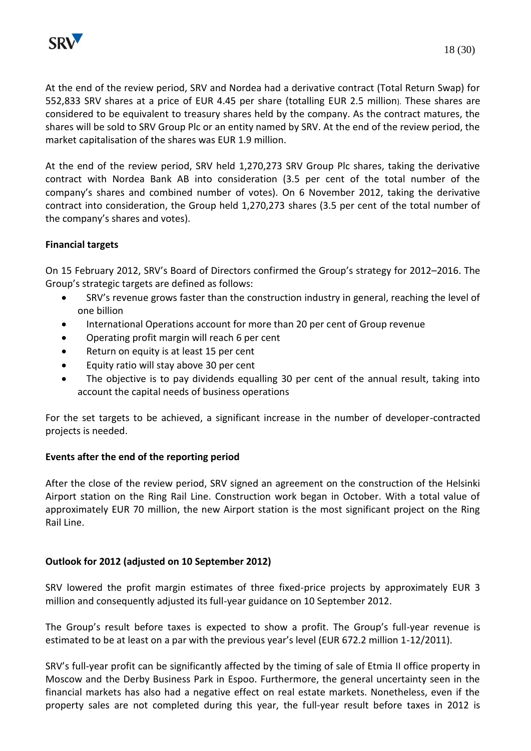At the end of the review period, SRV and Nordea had a derivative contract (Total Return Swap) for 552,833 SRV shares at a price of EUR 4.45 per share (totalling EUR 2.5 million). These shares are considered to be equivalent to treasury shares held by the company. As the contract matures, the shares will be sold to SRV Group Plc or an entity named by SRV. At the end of the review period, the market capitalisation of the shares was EUR 1.9 million.

At the end of the review period, SRV held 1,270,273 SRV Group Plc shares, taking the derivative contract with Nordea Bank AB into consideration (3.5 per cent of the total number of the company's shares and combined number of votes). On 6 November 2012, taking the derivative contract into consideration, the Group held 1,270,273 shares (3.5 per cent of the total number of the company's shares and votes).

**Financial targets**

On 15 February 2012, SRV's Board of Directors confirmed the Group's strategy for 2012–2016. The Group's strategic targets are defined as follows:

- SRV's revenue grows faster than the construction industry in general, reaching the level of one billion
- International Operations account for more than 20 per cent of Group revenue
- Operating profit margin will reach 6 per cent
- Return on equity is at least 15 per cent
- Equity ratio will stay above 30 per cent
- The objective is to pay dividends equalling 30 per cent of the annual result, taking into account the capital needs of business operations

For the set targets to be achieved, a significant increase in the number of developer-contracted projects is needed.

**Events after the end of the reporting period**

After the close of the review period, SRV signed an agreement on the construction of the Helsinki Airport station on the Ring Rail Line. Construction work began in October. With a total value of approximately EUR 70 million, the new Airport station is the most significant project on the Ring Rail Line.

**Outlook for 2012 (adjusted on 10 September 2012)**

SRV lowered the profit margin estimates of three fixed-price projects by approximately EUR 3 million and consequently adjusted its full-year guidance on 10 September 2012.

The Group's result before taxes is expected to show a profit. The Group's full-year revenue is estimated to be at least on a par with the previous year's level (EUR 672.2 million 1-12/2011).

SRV's full-year profit can be significantly affected by the timing of sale of Etmia II office property in Moscow and the Derby Business Park in Espoo. Furthermore, the general uncertainty seen in the financial markets has also had a negative effect on real estate markets. Nonetheless, even if the property sales are not completed during this year, the full-year result before taxes in 2012 is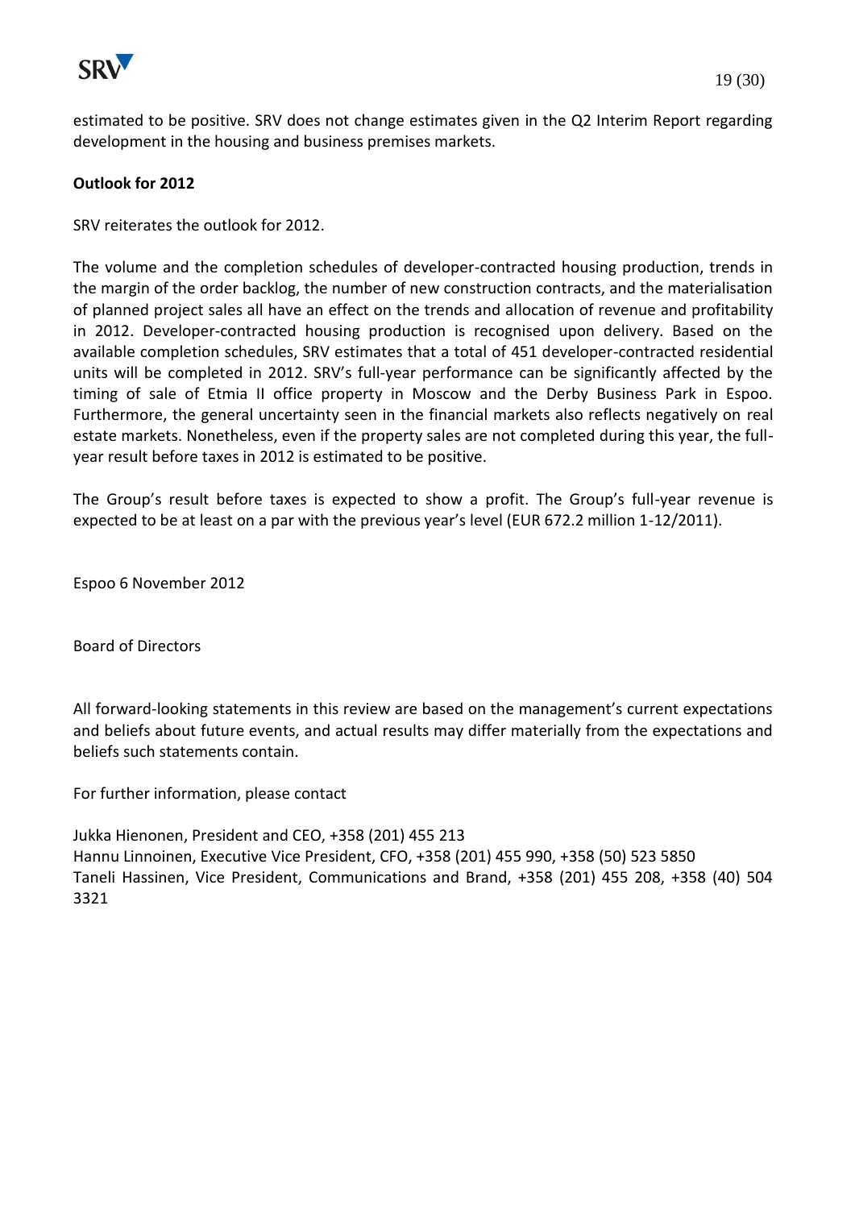estimated to be positive. SRV does not change estimates given in the Q2 Interim Report regarding development in the housing and business premises markets.

**Outlook for 2012**

SRV reiterates the outlook for 2012.

The volume and the completion schedules of developer-contracted housing production, trends in the margin of the order backlog, the number of new construction contracts, and the materialisation of planned project sales all have an effect on the trends and allocation of revenue and profitability in 2012. Developer-contracted housing production is recognised upon delivery. Based on the available completion schedules, SRV estimates that a total of 451 developer-contracted residential units will be completed in 2012. SRV's full-year performance can be significantly affected by the timing of sale of Etmia II office property in Moscow and the Derby Business Park in Espoo. Furthermore, the general uncertainty seen in the financial markets also reflects negatively on real estate markets. Nonetheless, even if the property sales are not completed during this year, the full-year result before taxes in 2012 is estimated to be positive.

The Group's result before taxes is expected to show a profit. The Group's full-year revenue is expected to be at least on a par with the previous year's level (EUR 672.2 million 1-12/2011).

Espoo 6 November 2012

Board of Directors

All forward-looking statements in this review are based on the management's current expectations and beliefs about future events, and actual results may differ materially from the expectations and beliefs such statements contain.

For further information, please contact

Jukka Hienonen, President and CEO, +358 (201) 455 213
Hannu Linnoinen, Executive Vice President, CFO, +358 (201) 455 990, +358 (50) 523 5850
Taneli Hassinen, Vice President, Communications and Brand, +358 (201) 455 208, +358 (40) 504 3321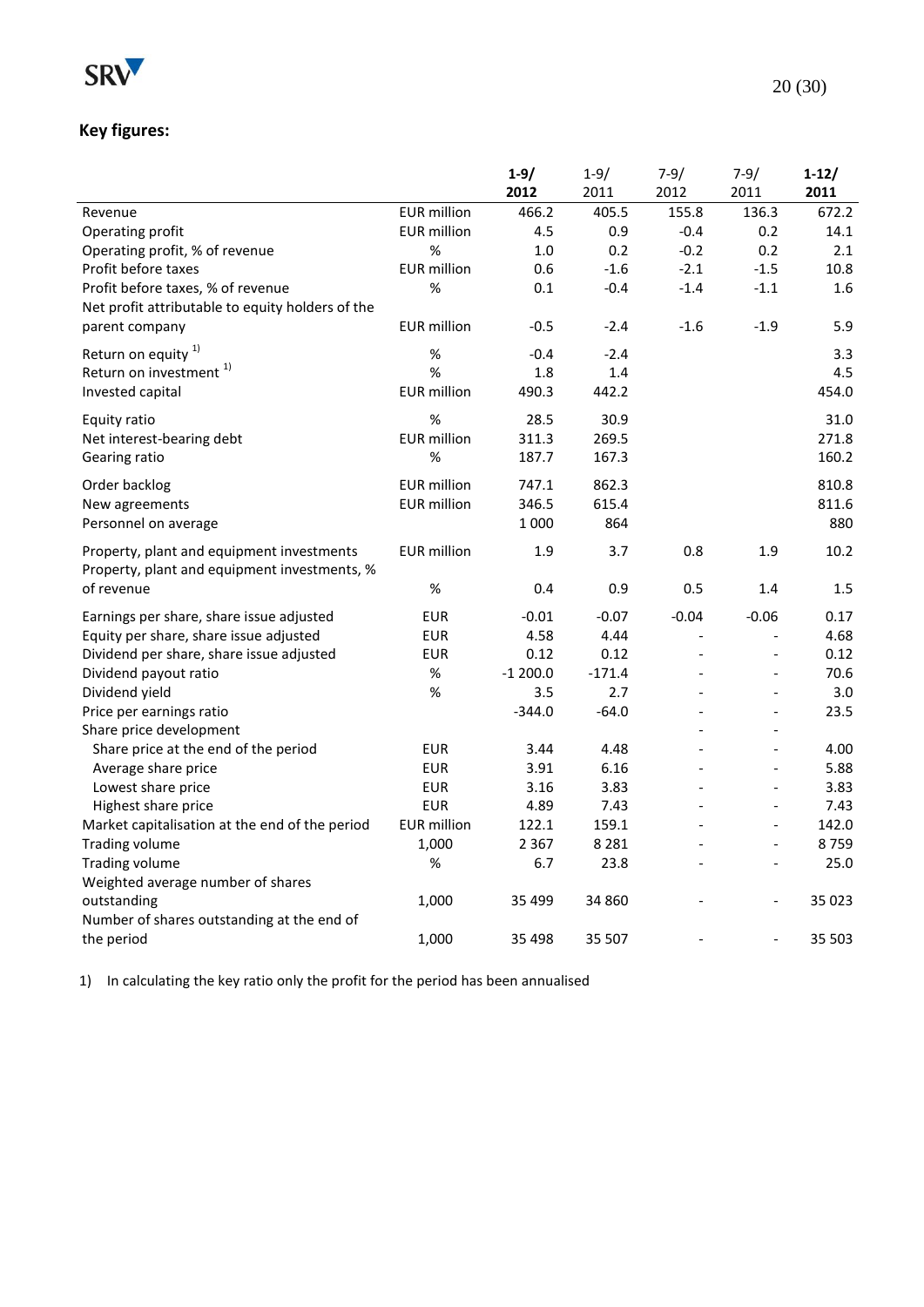## Key figures:

| | | 1-9/ 2012 | 1-9/ 2011 | 7-9/ 2012 | 7-9/ 2011 | 1-12/ 2011 |
|---|---|---|---|---|---|---|
| Revenue | EUR million | 466.2 | 405.5 | 155.8 | 136.3 | 672.2 |
| Operating profit | EUR million | 4.5 | 0.9 | -0.4 | 0.2 | 14.1 |
| Operating profit, % of revenue | % | 1.0 | 0.2 | -0.2 | 0.2 | 2.1 |
| Profit before taxes | EUR million | 0.6 | -1.6 | -2.1 | -1.5 | 10.8 |
| Profit before taxes, % of revenue | % | 0.1 | -0.4 | -1.4 | -1.1 | 1.6 |
| Net profit attributable to equity holders of the parent company | EUR million | -0.5 | -2.4 | -1.6 | -1.9 | 5.9 |
| Return on equity [1)] | % | -0.4 | -2.4 | | | 3.3 |
| Return on investment [1)] | % | 1.8 | 1.4 | | | 4.5 |
| Invested capital | EUR million | 490.3 | 442.2 | | | 454.0 |
| Equity ratio | % | 28.5 | 30.9 | | | 31.0 |
| Net interest-bearing debt | EUR million | 311.3 | 269.5 | | | 271.8 |
| Gearing ratio | % | 187.7 | 167.3 | | | 160.2 |
| Order backlog | EUR million | 747.1 | 862.3 | | | 810.8 |
| New agreements | EUR million | 346.5 | 615.4 | | | 811.6 |
| Personnel on average | | 1 000 | 864 | | | 880 |
| Property, plant and equipment investments | EUR million | 1.9 | 3.7 | 0.8 | 1.9 | 10.2 |
| Property, plant and equipment investments, % of revenue | % | 0.4 | 0.9 | 0.5 | 1.4 | 1.5 |
| Earnings per share, share issue adjusted | EUR | -0.01 | -0.07 | -0.04 | -0.06 | 0.17 |
| Equity per share, share issue adjusted | EUR | 4.58 | 4.44 | - | - | 4.68 |
| Dividend per share, share issue adjusted | EUR | 0.12 | 0.12 | - | - | 0.12 |
| Dividend payout ratio | % | -1 200.0 | -171.4 | - | - | 70.6 |
| Dividend yield | % | 3.5 | 2.7 | - | - | 3.0 |
| Price per earnings ratio | | -344.0 | -64.0 | - | - | 23.5 |
| Share price development | | | | - | - | |
| Share price at the end of the period | EUR | 3.44 | 4.48 | - | - | 4.00 |
| Average share price | EUR | 3.91 | 6.16 | - | - | 5.88 |
| Lowest share price | EUR | 3.16 | 3.83 | - | - | 3.83 |
| Highest share price | EUR | 4.89 | 7.43 | - | - | 7.43 |
| Market capitalisation at the end of the period | EUR million | 122.1 | 159.1 | - | - | 142.0 |
| Trading volume | 1,000 | 2 367 | 8 281 | - | - | 8 759 |
| Trading volume | % | 6.7 | 23.8 | - | - | 25.0 |
| Weighted average number of shares outstanding | 1,000 | 35 499 | 34 860 | - | - | 35 023 |
| Number of shares outstanding at the end of the period | 1,000 | 35 498 | 35 507 | - | - | 35 503 |

1) In calculating the key ratio only the profit for the period has been annualised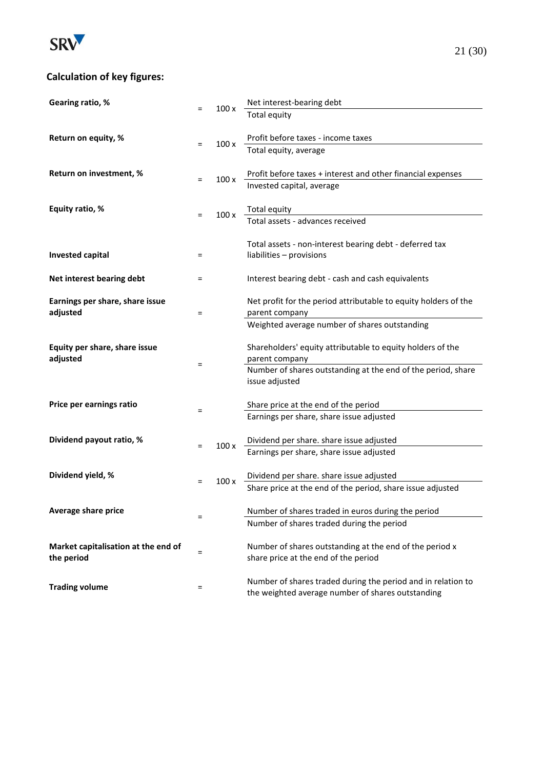## Calculation of key figures:

| | | | |
|---|---|---|---|
| **Gearing ratio, %** | = | 100 x | Net interest-bearing debt / Total equity |
| **Return on equity, %** | = | 100 x | Profit before taxes - income taxes / Total equity, average |
| **Return on investment, %** | = | 100 x | Profit before taxes + interest and other financial expenses / Invested capital, average |
| **Equity ratio, %** | = | 100 x | Total equity / Total assets - advances received |
| **Invested capital** | = | | Total assets - non-interest bearing debt - deferred tax liabilities – provisions |
| **Net interest bearing debt** | = | | Interest bearing debt - cash and cash equivalents |
| **Earnings per share, share issue adjusted** | = | | Net profit for the period attributable to equity holders of the parent company / Weighted average number of shares outstanding |
| **Equity per share, share issue adjusted** | = | | Shareholders' equity attributable to equity holders of the parent company / Number of shares outstanding at the end of the period, share issue adjusted |
| **Price per earnings ratio** | = | | Share price at the end of the period / Earnings per share, share issue adjusted |
| **Dividend payout ratio, %** | = | 100 x | Dividend per share. share issue adjusted / Earnings per share, share issue adjusted |
| **Dividend yield, %** | = | 100 x | Dividend per share. share issue adjusted / Share price at the end of the period, share issue adjusted |
| **Average share price** | = | | Number of shares traded in euros during the period / Number of shares traded during the period |
| **Market capitalisation at the end of the period** | = | | Number of shares outstanding at the end of the period x share price at the end of the period |
| **Trading volume** | = | | Number of shares traded during the period and in relation to the weighted average number of shares outstanding |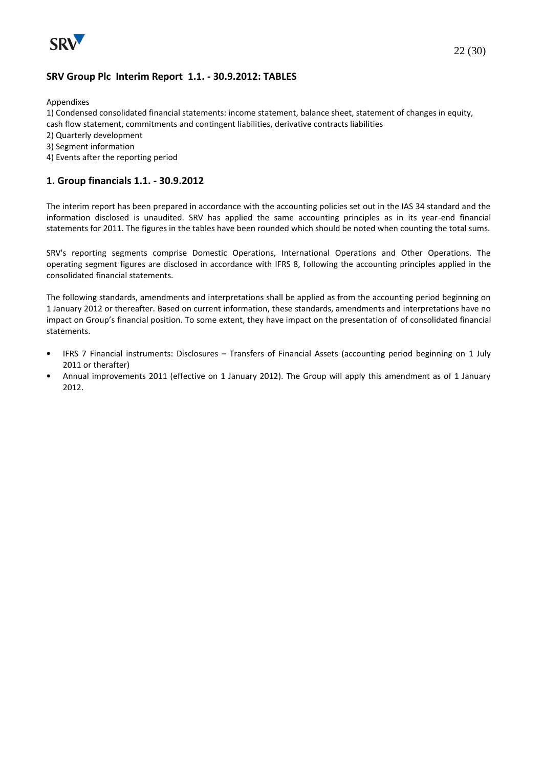## SRV Group Plc Interim Report 1.1. - 30.9.2012: TABLES

Appendixes

1) Condensed consolidated financial statements: income statement, balance sheet, statement of changes in equity, cash flow statement, commitments and contingent liabilities, derivative contracts liabilities
2) Quarterly development
3) Segment information
4) Events after the reporting period

## 1. Group financials 1.1. - 30.9.2012

The interim report has been prepared in accordance with the accounting policies set out in the IAS 34 standard and the information disclosed is unaudited. SRV has applied the same accounting principles as in its year-end financial statements for 2011. The figures in the tables have been rounded which should be noted when counting the total sums.

SRV's reporting segments comprise Domestic Operations, International Operations and Other Operations. The operating segment figures are disclosed in accordance with IFRS 8, following the accounting principles applied in the consolidated financial statements.

The following standards, amendments and interpretations shall be applied as from the accounting period beginning on 1 January 2012 or thereafter. Based on current information, these standards, amendments and interpretations have no impact on Group's financial position. To some extent, they have impact on the presentation of of consolidated financial statements.

- IFRS 7 Financial instruments: Disclosures – Transfers of Financial Assets (accounting period beginning on 1 July 2011 or therafter)
- Annual improvements 2011 (effective on 1 January 2012). The Group will apply this amendment as of 1 January 2012.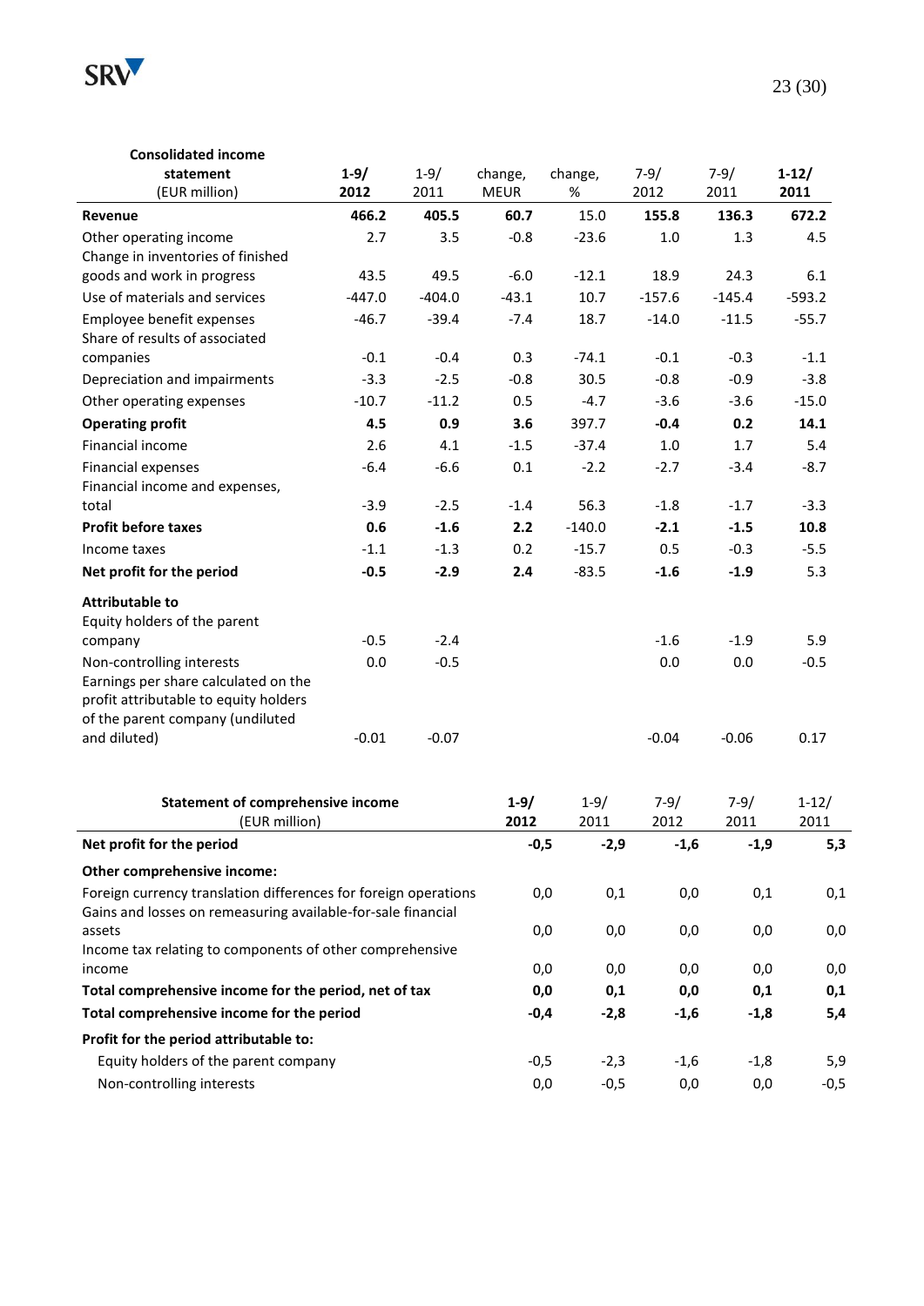| Consolidated income statement (EUR million) | 1-9/ 2012 | 1-9/ 2011 | change, MEUR | change, % | 7-9/ 2012 | 7-9/ 2011 | 1-12/ 2011 |
|---|---|---|---|---|---|---|---|
| **Revenue** | **466.2** | **405.5** | **60.7** | 15.0 | **155.8** | **136.3** | **672.2** |
| Other operating income | 2.7 | 3.5 | -0.8 | -23.6 | 1.0 | 1.3 | 4.5 |
| Change in inventories of finished goods and work in progress | 43.5 | 49.5 | -6.0 | -12.1 | 18.9 | 24.3 | 6.1 |
| Use of materials and services | -447.0 | -404.0 | -43.1 | 10.7 | -157.6 | -145.4 | -593.2 |
| Employee benefit expenses | -46.7 | -39.4 | -7.4 | 18.7 | -14.0 | -11.5 | -55.7 |
| Share of results of associated companies | -0.1 | -0.4 | 0.3 | -74.1 | -0.1 | -0.3 | -1.1 |
| Depreciation and impairments | -3.3 | -2.5 | -0.8 | 30.5 | -0.8 | -0.9 | -3.8 |
| Other operating expenses | -10.7 | -11.2 | 0.5 | -4.7 | -3.6 | -3.6 | -15.0 |
| **Operating profit** | **4.5** | **0.9** | **3.6** | 397.7 | **-0.4** | **0.2** | **14.1** |
| Financial income | 2.6 | 4.1 | -1.5 | -37.4 | 1.0 | 1.7 | 5.4 |
| Financial expenses | -6.4 | -6.6 | 0.1 | -2.2 | -2.7 | -3.4 | -8.7 |
| Financial income and expenses, total | -3.9 | -2.5 | -1.4 | 56.3 | -1.8 | -1.7 | -3.3 |
| **Profit before taxes** | **0.6** | **-1.6** | **2.2** | -140.0 | **-2.1** | **-1.5** | **10.8** |
| Income taxes | -1.1 | -1.3 | 0.2 | -15.7 | 0.5 | -0.3 | -5.5 |
| **Net profit for the period** | **-0.5** | **-2.9** | **2.4** | -83.5 | **-1.6** | **-1.9** | 5.3 |
| **Attributable to** | | | | | | | |
| Equity holders of the parent company | -0.5 | -2.4 | | | -1.6 | -1.9 | 5.9 |
| Non-controlling interests | 0.0 | -0.5 | | | 0.0 | 0.0 | -0.5 |
| Earnings per share calculated on the profit attributable to equity holders of the parent company (undiluted and diluted) | -0.01 | -0.07 | | | -0.04 | -0.06 | 0.17 |

| Statement of comprehensive income (EUR million) | 1-9/ 2012 | 1-9/ 2011 | 7-9/ 2012 | 7-9/ 2011 | 1-12/ 2011 |
|---|---|---|---|---|---|
| **Net profit for the period** | **-0,5** | **-2,9** | **-1,6** | **-1,9** | **5,3** |
| **Other comprehensive income:** | | | | | |
| Foreign currency translation differences for foreign operations | 0,0 | 0,1 | 0,0 | 0,1 | 0,1 |
| Gains and losses on remeasuring available-for-sale financial assets | 0,0 | 0,0 | 0,0 | 0,0 | 0,0 |
| Income tax relating to components of other comprehensive income | 0,0 | 0,0 | 0,0 | 0,0 | 0,0 |
| **Total comprehensive income for the period, net of tax** | **0,0** | **0,1** | **0,0** | **0,1** | **0,1** |
| **Total comprehensive income for the period** | **-0,4** | **-2,8** | **-1,6** | **-1,8** | **5,4** |
| **Profit for the period attributable to:** | | | | | |
| Equity holders of the parent company | -0,5 | -2,3 | -1,6 | -1,8 | 5,9 |
| Non-controlling interests | 0,0 | -0,5 | 0,0 | 0,0 | -0,5 |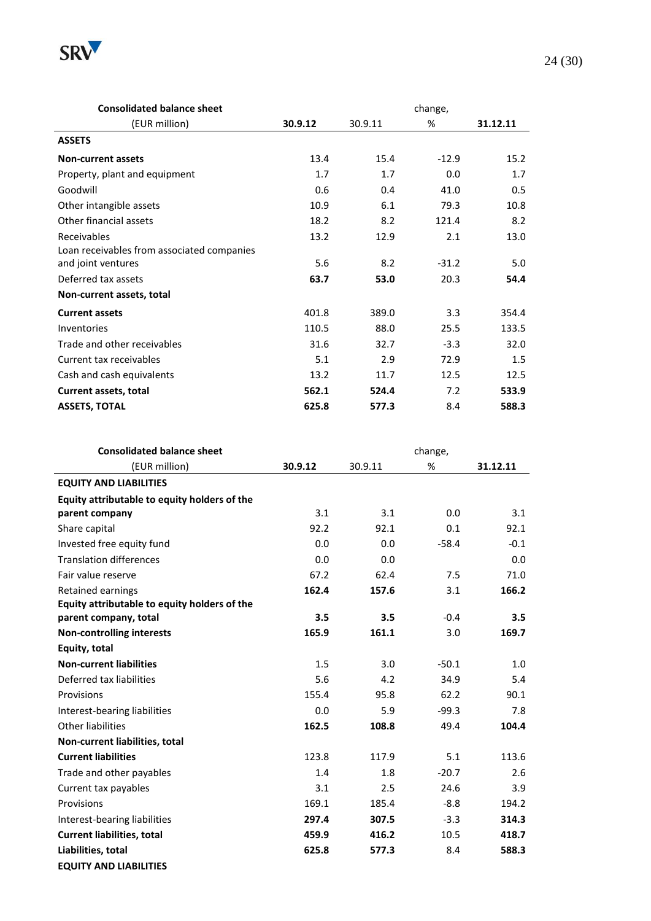| Consolidated balance sheet |  |  | change, |  |
|---|---|---|---|---|
| (EUR million) | **30.9.12** | 30.9.11 | % | **31.12.11** |
| **ASSETS** |  |  |  |  |
| **Non-current assets** | 13.4 | 15.4 | -12.9 | 15.2 |
| Property, plant and equipment | 1.7 | 1.7 | 0.0 | 1.7 |
| Goodwill | 0.6 | 0.4 | 41.0 | 0.5 |
| Other intangible assets | 10.9 | 6.1 | 79.3 | 10.8 |
| Other financial assets | 18.2 | 8.2 | 121.4 | 8.2 |
| Receivables | 13.2 | 12.9 | 2.1 | 13.0 |
| Loan receivables from associated companies and joint ventures | 5.6 | 8.2 | -31.2 | 5.0 |
| Deferred tax assets | **63.7** | **53.0** | 20.3 | **54.4** |
| **Non-current assets, total** |  |  |  |  |
| **Current assets** | 401.8 | 389.0 | 3.3 | 354.4 |
| Inventories | 110.5 | 88.0 | 25.5 | 133.5 |
| Trade and other receivables | 31.6 | 32.7 | -3.3 | 32.0 |
| Current tax receivables | 5.1 | 2.9 | 72.9 | 1.5 |
| Cash and cash equivalents | 13.2 | 11.7 | 12.5 | 12.5 |
| **Current assets, total** | **562.1** | **524.4** | 7.2 | **533.9** |
| **ASSETS, TOTAL** | **625.8** | **577.3** | 8.4 | **588.3** |

| Consolidated balance sheet |  |  | change, |  |
|---|---|---|---|---|
| (EUR million) | **30.9.12** | 30.9.11 | % | **31.12.11** |
| **EQUITY AND LIABILITIES** |  |  |  |  |
| **Equity attributable to equity holders of the parent company** | 3.1 | 3.1 | 0.0 | 3.1 |
| Share capital | 92.2 | 92.1 | 0.1 | 92.1 |
| Invested free equity fund | 0.0 | 0.0 | -58.4 | -0.1 |
| Translation differences | 0.0 | 0.0 |  | 0.0 |
| Fair value reserve | 67.2 | 62.4 | 7.5 | 71.0 |
| Retained earnings | **162.4** | **157.6** | 3.1 | **166.2** |
| **Equity attributable to equity holders of the parent company, total** | **3.5** | **3.5** | -0.4 | **3.5** |
| **Non-controlling interests** | **165.9** | **161.1** | 3.0 | **169.7** |
| **Equity, total** |  |  |  |  |
| **Non-current liabilities** | 1.5 | 3.0 | -50.1 | 1.0 |
| Deferred tax liabilities | 5.6 | 4.2 | 34.9 | 5.4 |
| Provisions | 155.4 | 95.8 | 62.2 | 90.1 |
| Interest-bearing liabilities | 0.0 | 5.9 | -99.3 | 7.8 |
| Other liabilities | **162.5** | **108.8** | 49.4 | **104.4** |
| **Non-current liabilities, total** |  |  |  |  |
| **Current liabilities** | 123.8 | 117.9 | 5.1 | 113.6 |
| Trade and other payables | 1.4 | 1.8 | -20.7 | 2.6 |
| Current tax payables | 3.1 | 2.5 | 24.6 | 3.9 |
| Provisions | 169.1 | 185.4 | -8.8 | 194.2 |
| Interest-bearing liabilities | **297.4** | **307.5** | -3.3 | **314.3** |
| **Current liabilities, total** | **459.9** | **416.2** | 10.5 | **418.7** |
| **Liabilities, total** | **625.8** | **577.3** | 8.4 | **588.3** |
| **EQUITY AND LIABILITIES** |  |  |  |  |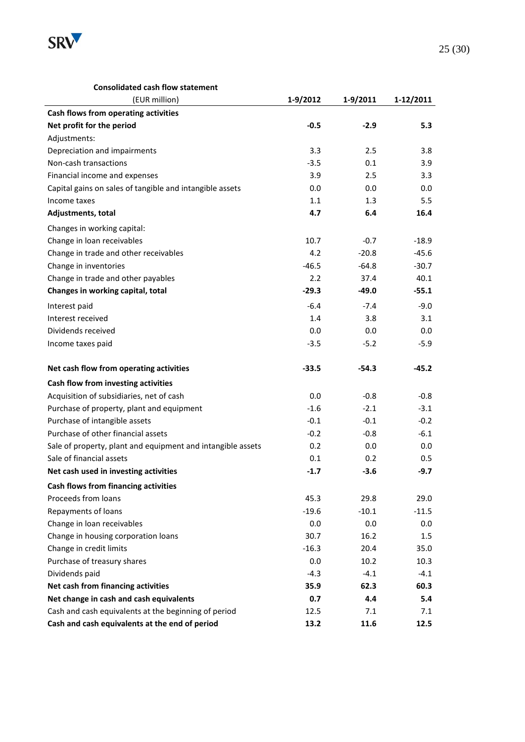**Consolidated cash flow statement**

| (EUR million) | 1-9/2012 | 1-9/2011 | 1-12/2011 |
|---|---|---|---|
| **Cash flows from operating activities** | | | |
| **Net profit for the period** | **-0.5** | **-2.9** | **5.3** |
| Adjustments: | | | |
| Depreciation and impairments | 3.3 | 2.5 | 3.8 |
| Non-cash transactions | -3.5 | 0.1 | 3.9 |
| Financial income and expenses | 3.9 | 2.5 | 3.3 |
| Capital gains on sales of tangible and intangible assets | 0.0 | 0.0 | 0.0 |
| Income taxes | 1.1 | 1.3 | 5.5 |
| **Adjustments, total** | **4.7** | **6.4** | **16.4** |
| Changes in working capital: | | | |
| Change in loan receivables | 10.7 | -0.7 | -18.9 |
| Change in trade and other receivables | 4.2 | -20.8 | -45.6 |
| Change in inventories | -46.5 | -64.8 | -30.7 |
| Change in trade and other payables | 2.2 | 37.4 | 40.1 |
| **Changes in working capital, total** | **-29.3** | **-49.0** | **-55.1** |
| Interest paid | -6.4 | -7.4 | -9.0 |
| Interest received | 1.4 | 3.8 | 3.1 |
| Dividends received | 0.0 | 0.0 | 0.0 |
| Income taxes paid | -3.5 | -5.2 | -5.9 |
| **Net cash flow from operating activities** | **-33.5** | **-54.3** | **-45.2** |
| **Cash flow from investing activities** | | | |
| Acquisition of subsidiaries, net of cash | 0.0 | -0.8 | -0.8 |
| Purchase of property, plant and equipment | -1.6 | -2.1 | -3.1 |
| Purchase of intangible assets | -0.1 | -0.1 | -0.2 |
| Purchase of other financial assets | -0.2 | -0.8 | -6.1 |
| Sale of property, plant and equipment and intangible assets | 0.2 | 0.0 | 0.0 |
| Sale of financial assets | 0.1 | 0.2 | 0.5 |
| **Net cash used in investing activities** | **-1.7** | **-3.6** | **-9.7** |
| **Cash flows from financing activities** | | | |
| Proceeds from loans | 45.3 | 29.8 | 29.0 |
| Repayments of loans | -19.6 | -10.1 | -11.5 |
| Change in loan receivables | 0.0 | 0.0 | 0.0 |
| Change in housing corporation loans | 30.7 | 16.2 | 1.5 |
| Change in credit limits | -16.3 | 20.4 | 35.0 |
| Purchase of treasury shares | 0.0 | 10.2 | 10.3 |
| Dividends paid | -4.3 | -4.1 | -4.1 |
| **Net cash from financing activities** | **35.9** | **62.3** | **60.3** |
| **Net change in cash and cash equivalents** | **0.7** | **4.4** | **5.4** |
| Cash and cash equivalents at the beginning of period | 12.5 | 7.1 | 7.1 |
| **Cash and cash equivalents at the end of period** | **13.2** | **11.6** | **12.5** |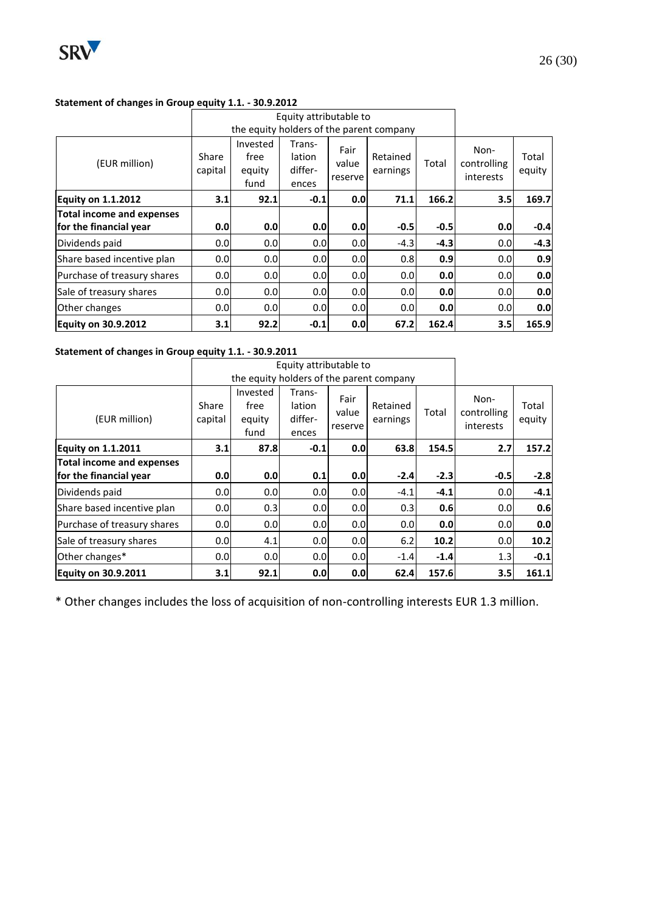**Statement of changes in Group equity 1.1. - 30.9.2012**

| | Equity attributable to the equity holders of the parent company | | | | | | | |
|---|---|---|---|---|---|---|---|---|
| (EUR million) | Share capital | Invested free equity fund | Trans-lation differ-ences | Fair value reserve | Retained earnings | Total | Non-controlling interests | Total equity |
| **Equity on 1.1.2012** | **3.1** | **92.1** | **-0.1** | **0.0** | **71.1** | **166.2** | **3.5** | **169.7** |
| **Total income and expenses for the financial year** | **0.0** | **0.0** | **0.0** | **0.0** | **-0.5** | **-0.5** | **0.0** | **-0.4** |
| Dividends paid | 0.0 | 0.0 | 0.0 | 0.0 | -4.3 | **-4.3** | 0.0 | **-4.3** |
| Share based incentive plan | 0.0 | 0.0 | 0.0 | 0.0 | 0.8 | **0.9** | 0.0 | **0.9** |
| Purchase of treasury shares | 0.0 | 0.0 | 0.0 | 0.0 | 0.0 | **0.0** | 0.0 | **0.0** |
| Sale of treasury shares | 0.0 | 0.0 | 0.0 | 0.0 | 0.0 | **0.0** | 0.0 | **0.0** |
| Other changes | 0.0 | 0.0 | 0.0 | 0.0 | 0.0 | **0.0** | 0.0 | **0.0** |
| **Equity on 30.9.2012** | **3.1** | **92.2** | **-0.1** | **0.0** | **67.2** | **162.4** | **3.5** | **165.9** |

**Statement of changes in Group equity 1.1. - 30.9.2011**

| | Equity attributable to the equity holders of the parent company | | | | | | | |
|---|---|---|---|---|---|---|---|---|
| (EUR million) | Share capital | Invested free equity fund | Trans-lation differ-ences | Fair value reserve | Retained earnings | Total | Non-controlling interests | Total equity |
| **Equity on 1.1.2011** | **3.1** | **87.8** | **-0.1** | **0.0** | **63.8** | **154.5** | **2.7** | **157.2** |
| **Total income and expenses for the financial year** | **0.0** | **0.0** | **0.1** | **0.0** | **-2.4** | **-2.3** | **-0.5** | **-2.8** |
| Dividends paid | 0.0 | 0.0 | 0.0 | 0.0 | -4.1 | **-4.1** | 0.0 | **-4.1** |
| Share based incentive plan | 0.0 | 0.3 | 0.0 | 0.0 | 0.3 | **0.6** | 0.0 | **0.6** |
| Purchase of treasury shares | 0.0 | 0.0 | 0.0 | 0.0 | 0.0 | **0.0** | 0.0 | **0.0** |
| Sale of treasury shares | 0.0 | 4.1 | 0.0 | 0.0 | 6.2 | **10.2** | 0.0 | **10.2** |
| Other changes* | 0.0 | 0.0 | 0.0 | 0.0 | -1.4 | **-1.4** | 1.3 | **-0.1** |
| **Equity on 30.9.2011** | **3.1** | **92.1** | **0.0** | **0.0** | **62.4** | **157.6** | **3.5** | **161.1** |

* Other changes includes the loss of acquisition of non-controlling interests EUR 1.3 million.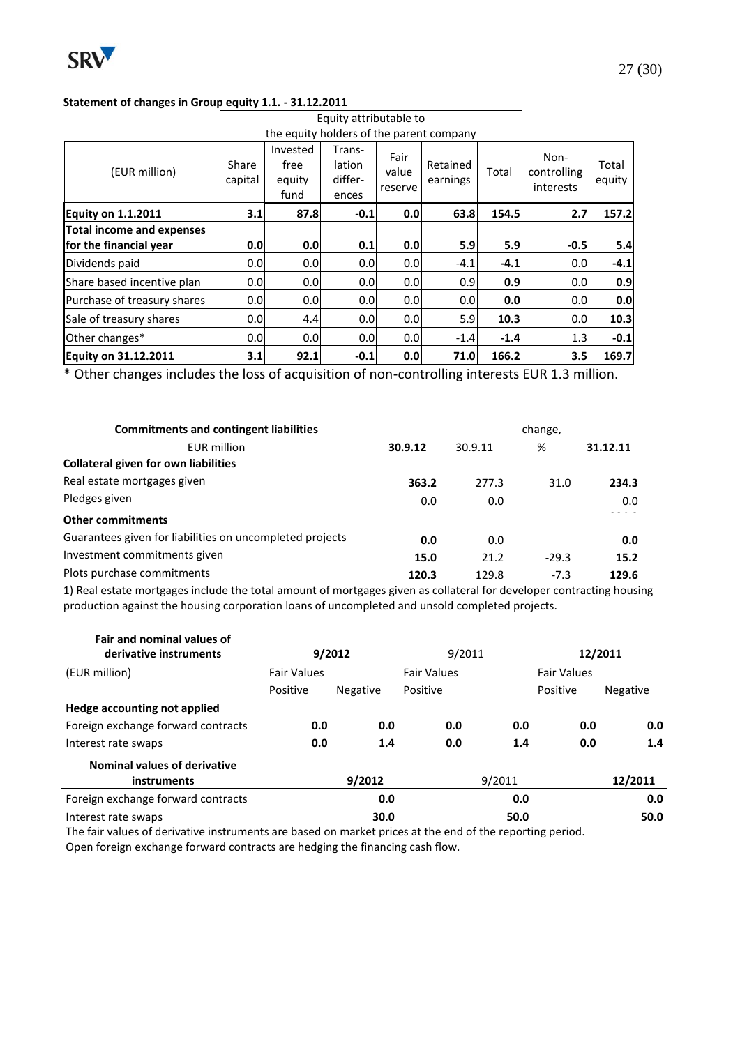**Statement of changes in Group equity 1.1. - 31.12.2011**

| (EUR million) | Equity attributable to the equity holders of the parent company | | | | | | | |
|---|---|---|---|---|---|---|---|---|
| | Share capital | Invested free equity fund | Trans-lation differ-ences | Fair value reserve | Retained earnings | Total | Non-controlling interests | Total equity |
| **Equity on 1.1.2011** | **3.1** | **87.8** | **-0.1** | **0.0** | **63.8** | **154.5** | **2.7** | **157.2** |
| **Total income and expenses for the financial year** | **0.0** | **0.0** | **0.1** | **0.0** | **5.9** | **5.9** | **-0.5** | **5.4** |
| Dividends paid | 0.0 | 0.0 | 0.0 | 0.0 | -4.1 | **-4.1** | 0.0 | **-4.1** |
| Share based incentive plan | 0.0 | 0.0 | 0.0 | 0.0 | 0.9 | **0.9** | 0.0 | **0.9** |
| Purchase of treasury shares | 0.0 | 0.0 | 0.0 | 0.0 | 0.0 | **0.0** | 0.0 | **0.0** |
| Sale of treasury shares | 0.0 | 4.4 | 0.0 | 0.0 | 5.9 | **10.3** | 0.0 | **10.3** |
| Other changes* | 0.0 | 0.0 | 0.0 | 0.0 | -1.4 | **-1.4** | 1.3 | **-0.1** |
| **Equity on 31.12.2011** | **3.1** | **92.1** | **-0.1** | **0.0** | **71.0** | **166.2** | **3.5** | **169.7** |

* Other changes includes the loss of acquisition of non-controlling interests EUR 1.3 million.

| **Commitments and contingent liabilities** EUR million | **30.9.12** | 30.9.11 | change, % | **31.12.11** |
|---|---|---|---|---|
| **Collateral given for own liabilities** | | | | |
| Real estate mortgages given | **363.2** | 277.3 | 31.0 | **234.3** |
| Pledges given | 0.0 | 0.0 | | 0.0 |
| **Other commitments** | | | | |
| Guarantees given for liabilities on uncompleted projects | **0.0** | 0.0 | | **0.0** |
| Investment commitments given | **15.0** | 21.2 | -29.3 | **15.2** |
| Plots purchase commitments | **120.3** | 129.8 | -7.3 | **129.6** |

1) Real estate mortgages include the total amount of mortgages given as collateral for developer contracting housing production against the housing corporation loans of uncompleted and unsold completed projects.

| **Fair and nominal values of derivative instruments** | **9/2012** | | 9/2011 | | **12/2011** | |
|---|---|---|---|---|---|---|
| (EUR million) | Fair Values | | Fair Values | | Fair Values | |
| | Positive | Negative | Positive | | Positive | Negative |
| **Hedge accounting not applied** | | | | | | |
| Foreign exchange forward contracts | **0.0** | **0.0** | **0.0** | **0.0** | **0.0** | **0.0** |
| Interest rate swaps | **0.0** | **1.4** | **0.0** | **1.4** | **0.0** | **1.4** |

| **Nominal values of derivative instruments** | **9/2012** | 9/2011 | **12/2011** |
|---|---|---|---|
| Foreign exchange forward contracts | **0.0** | **0.0** | **0.0** |
| Interest rate swaps | **30.0** | **50.0** | **50.0** |

The fair values of derivative instruments are based on market prices at the end of the reporting period.
Open foreign exchange forward contracts are hedging the financing cash flow.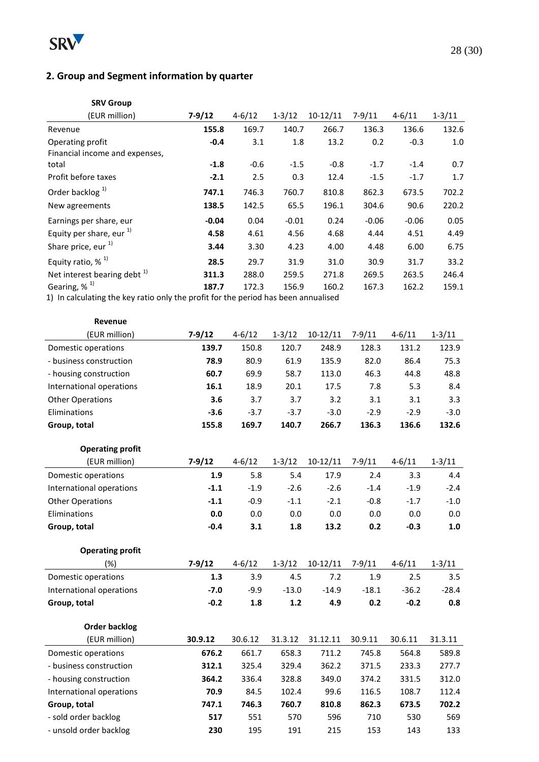## 2. Group and Segment information by quarter

| SRV Group (EUR million) | 7-9/12 | 4-6/12 | 1-3/12 | 10-12/11 | 7-9/11 | 4-6/11 | 1-3/11 |
|---|---|---|---|---|---|---|---|
| Revenue | **155.8** | 169.7 | 140.7 | 266.7 | 136.3 | 136.6 | 132.6 |
| Operating profit | **-0.4** | 3.1 | 1.8 | 13.2 | 0.2 | -0.3 | 1.0 |
| Financial income and expenses, total | **-1.8** | -0.6 | -1.5 | -0.8 | -1.7 | -1.4 | 0.7 |
| Profit before taxes | **-2.1** | 2.5 | 0.3 | 12.4 | -1.5 | -1.7 | 1.7 |
| Order backlog [1] | **747.1** | 746.3 | 760.7 | 810.8 | 862.3 | 673.5 | 702.2 |
| New agreements | **138.5** | 142.5 | 65.5 | 196.1 | 304.6 | 90.6 | 220.2 |
| Earnings per share, eur | **-0.04** | 0.04 | -0.01 | 0.24 | -0.06 | -0.06 | 0.05 |
| Equity per share, eur [1] | **4.58** | 4.61 | 4.56 | 4.68 | 4.44 | 4.51 | 4.49 |
| Share price, eur [1] | **3.44** | 3.30 | 4.23 | 4.00 | 4.48 | 6.00 | 6.75 |
| Equity ratio, % [1] | **28.5** | 29.7 | 31.9 | 31.0 | 30.9 | 31.7 | 33.2 |
| Net interest bearing debt [1] | **311.3** | 288.0 | 259.5 | 271.8 | 269.5 | 263.5 | 246.4 |
| Gearing, % [1] | **187.7** | 172.3 | 156.9 | 160.2 | 167.3 | 162.2 | 159.1 |

1) In calculating the key ratio only the profit for the period has been annualised

| Revenue (EUR million) | 7-9/12 | 4-6/12 | 1-3/12 | 10-12/11 | 7-9/11 | 4-6/11 | 1-3/11 |
|---|---|---|---|---|---|---|---|
| Domestic operations | **139.7** | 150.8 | 120.7 | 248.9 | 128.3 | 131.2 | 123.9 |
| - business construction | **78.9** | 80.9 | 61.9 | 135.9 | 82.0 | 86.4 | 75.3 |
| - housing construction | **60.7** | 69.9 | 58.7 | 113.0 | 46.3 | 44.8 | 48.8 |
| International operations | **16.1** | 18.9 | 20.1 | 17.5 | 7.8 | 5.3 | 8.4 |
| Other Operations | **3.6** | 3.7 | 3.7 | 3.2 | 3.1 | 3.1 | 3.3 |
| Eliminations | **-3.6** | -3.7 | -3.7 | -3.0 | -2.9 | -2.9 | -3.0 |
| **Group, total** | **155.8** | **169.7** | **140.7** | **266.7** | **136.3** | **136.6** | **132.6** |

| Operating profit (EUR million) | 7-9/12 | 4-6/12 | 1-3/12 | 10-12/11 | 7-9/11 | 4-6/11 | 1-3/11 |
|---|---|---|---|---|---|---|---|
| Domestic operations | **1.9** | 5.8 | 5.4 | 17.9 | 2.4 | 3.3 | 4.4 |
| International operations | **-1.1** | -1.9 | -2.6 | -2.6 | -1.4 | -1.9 | -2.4 |
| Other Operations | **-1.1** | -0.9 | -1.1 | -2.1 | -0.8 | -1.7 | -1.0 |
| Eliminations | **0.0** | 0.0 | 0.0 | 0.0 | 0.0 | 0.0 | 0.0 |
| **Group, total** | **-0.4** | **3.1** | **1.8** | **13.2** | **0.2** | **-0.3** | **1.0** |

| Operating profit (%) | 7-9/12 | 4-6/12 | 1-3/12 | 10-12/11 | 7-9/11 | 4-6/11 | 1-3/11 |
|---|---|---|---|---|---|---|---|
| Domestic operations | **1.3** | 3.9 | 4.5 | 7.2 | 1.9 | 2.5 | 3.5 |
| International operations | **-7.0** | -9.9 | -13.0 | -14.9 | -18.1 | -36.2 | -28.4 |
| **Group, total** | **-0.2** | **1.8** | **1.2** | **4.9** | **0.2** | **-0.2** | **0.8** |

| Order backlog (EUR million) | 30.9.12 | 30.6.12 | 31.3.12 | 31.12.11 | 30.9.11 | 30.6.11 | 31.3.11 |
|---|---|---|---|---|---|---|---|
| Domestic operations | **676.2** | 661.7 | 658.3 | 711.2 | 745.8 | 564.8 | 589.8 |
| - business construction | **312.1** | 325.4 | 329.4 | 362.2 | 371.5 | 233.3 | 277.7 |
| - housing construction | **364.2** | 336.4 | 328.8 | 349.0 | 374.2 | 331.5 | 312.0 |
| International operations | **70.9** | 84.5 | 102.4 | 99.6 | 116.5 | 108.7 | 112.4 |
| **Group, total** | **747.1** | **746.3** | **760.7** | **810.8** | **862.3** | **673.5** | **702.2** |
| - sold order backlog | **517** | 551 | 570 | 596 | 710 | 530 | 569 |
| - unsold order backlog | **230** | 195 | 191 | 215 | 153 | 143 | 133 |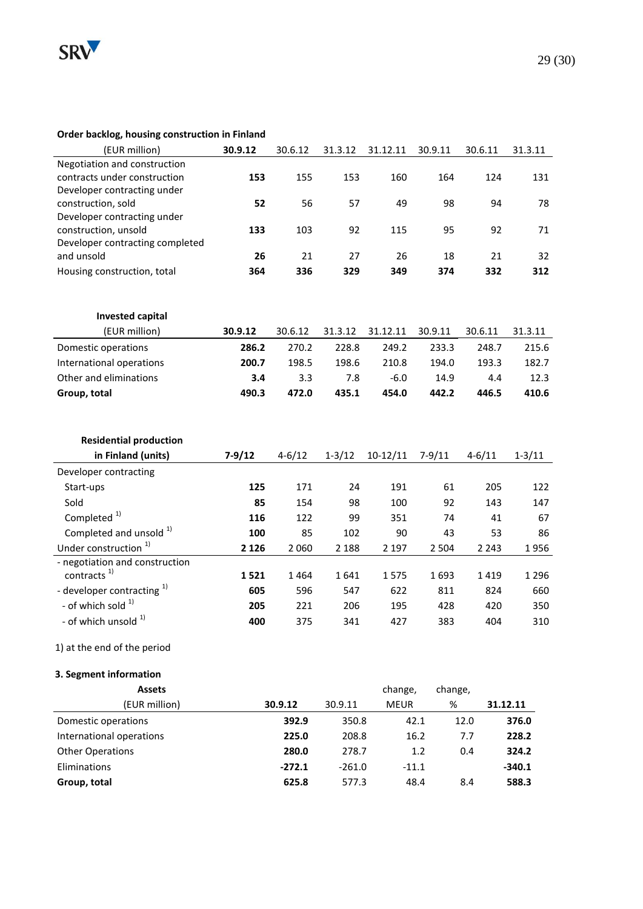**Order backlog, housing construction in Finland**

| (EUR million) | **30.9.12** | 30.6.12 | 31.3.12 | 31.12.11 | 30.9.11 | 30.6.11 | 31.3.11 |
|---|---|---|---|---|---|---|---|
| Negotiation and construction contracts under construction | **153** | 155 | 153 | 160 | 164 | 124 | 131 |
| Developer contracting under construction, sold | **52** | 56 | 57 | 49 | 98 | 94 | 78 |
| Developer contracting under construction, unsold | **133** | 103 | 92 | 115 | 95 | 92 | 71 |
| Developer contracting completed and unsold | **26** | 21 | 27 | 26 | 18 | 21 | 32 |
| Housing construction, total | **364** | **336** | **329** | **349** | **374** | **332** | **312** |

**Invested capital**

| (EUR million) | **30.9.12** | 30.6.12 | 31.3.12 | 31.12.11 | 30.9.11 | 30.6.11 | 31.3.11 |
|---|---|---|---|---|---|---|---|
| Domestic operations | **286.2** | 270.2 | 228.8 | 249.2 | 233.3 | 248.7 | 215.6 |
| International operations | **200.7** | 198.5 | 198.6 | 210.8 | 194.0 | 193.3 | 182.7 |
| Other and eliminations | **3.4** | 3.3 | 7.8 | -6.0 | 14.9 | 4.4 | 12.3 |
| **Group, total** | **490.3** | **472.0** | **435.1** | **454.0** | **442.2** | **446.5** | **410.6** |

| **Residential production in Finland (units)** | **7-9/12** | 4-6/12 | 1-3/12 | 10-12/11 | 7-9/11 | 4-6/11 | 1-3/11 |
|---|---|---|---|---|---|---|---|
| Developer contracting | | | | | | | |
| Start-ups | **125** | 171 | 24 | 191 | 61 | 205 | 122 |
| Sold | **85** | 154 | 98 | 100 | 92 | 143 | 147 |
| Completed [1] | **116** | 122 | 99 | 351 | 74 | 41 | 67 |
| Completed and unsold [1] | **100** | 85 | 102 | 90 | 43 | 53 | 86 |
| Under construction [1] | **2 126** | 2 060 | 2 188 | 2 197 | 2 504 | 2 243 | 1 956 |
| - negotiation and construction contracts [1] | **1 521** | 1 464 | 1 641 | 1 575 | 1 693 | 1 419 | 1 296 |
| - developer contracting [1] | **605** | 596 | 547 | 622 | 811 | 824 | 660 |
| - of which sold [1] | **205** | 221 | 206 | 195 | 428 | 420 | 350 |
| - of which unsold [1] | **400** | 375 | 341 | 427 | 383 | 404 | 310 |

1) at the end of the period

**3. Segment information**

| **Assets** (EUR million) | **30.9.12** | 30.9.11 | change, MEUR | change, % | **31.12.11** |
|---|---|---|---|---|---|
| Domestic operations | **392.9** | 350.8 | 42.1 | 12.0 | **376.0** |
| International operations | **225.0** | 208.8 | 16.2 | 7.7 | **228.2** |
| Other Operations | **280.0** | 278.7 | 1.2 | 0.4 | **324.2** |
| Eliminations | **-272.1** | -261.0 | -11.1 | | **-340.1** |
| **Group, total** | **625.8** | 577.3 | 48.4 | 8.4 | **588.3** |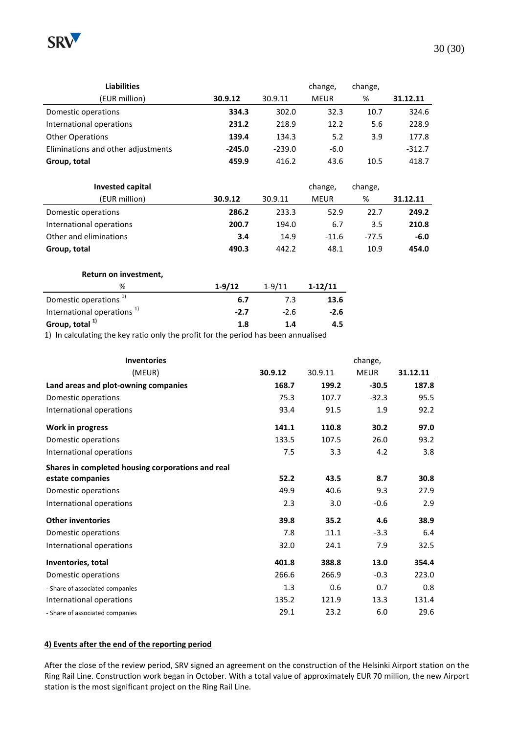| **Liabilities** (EUR million) | **30.9.12** | 30.9.11 | change, MEUR | change, % | **31.12.11** |
|---|---|---|---|---|---|
| Domestic operations | **334.3** | 302.0 | 32.3 | 10.7 | 324.6 |
| International operations | **231.2** | 218.9 | 12.2 | 5.6 | 228.9 |
| Other Operations | **139.4** | 134.3 | 5.2 | 3.9 | 177.8 |
| Eliminations and other adjustments | **-245.0** | -239.0 | -6.0 | | -312.7 |
| **Group, total** | **459.9** | 416.2 | 43.6 | 10.5 | 418.7 |

| **Invested capital** (EUR million) | **30.9.12** | 30.9.11 | change, MEUR | change, % | **31.12.11** |
|---|---|---|---|---|---|
| Domestic operations | **286.2** | 233.3 | 52.9 | 22.7 | **249.2** |
| International operations | **200.7** | 194.0 | 6.7 | 3.5 | **210.8** |
| Other and eliminations | **3.4** | 14.9 | -11.6 | -77.5 | **-6.0** |
| **Group, total** | **490.3** | 442.2 | 48.1 | 10.9 | **454.0** |

| **Return on investment,** % | **1-9/12** | 1-9/11 | **1-12/11** |
|---|---|---|---|
| Domestic operations [1] | **6.7** | 7.3 | **13.6** |
| International operations [1] | **-2.7** | -2.6 | **-2.6** |
| **Group, total [1]** | **1.8** | **1.4** | **4.5** |

1) In calculating the key ratio only the profit for the period has been annualised

| **Inventories** (MEUR) | **30.9.12** | 30.9.11 | change, MEUR | **31.12.11** |
|---|---|---|---|---|
| **Land areas and plot-owning companies** | **168.7** | **199.2** | **-30.5** | **187.8** |
| Domestic operations | 75.3 | 107.7 | -32.3 | 95.5 |
| International operations | 93.4 | 91.5 | 1.9 | 92.2 |
| **Work in progress** | **141.1** | **110.8** | **30.2** | **97.0** |
| Domestic operations | 133.5 | 107.5 | 26.0 | 93.2 |
| International operations | 7.5 | 3.3 | 4.2 | 3.8 |
| **Shares in completed housing corporations and real estate companies** | **52.2** | **43.5** | **8.7** | **30.8** |
| Domestic operations | 49.9 | 40.6 | 9.3 | 27.9 |
| International operations | 2.3 | 3.0 | -0.6 | 2.9 |
| **Other inventories** | **39.8** | **35.2** | **4.6** | **38.9** |
| Domestic operations | 7.8 | 11.1 | -3.3 | 6.4 |
| International operations | 32.0 | 24.1 | 7.9 | 32.5 |
| **Inventories, total** | **401.8** | **388.8** | **13.0** | **354.4** |
| Domestic operations | 266.6 | 266.9 | -0.3 | 223.0 |
| - Share of associated companies | 1.3 | 0.6 | 0.7 | 0.8 |
| International operations | 135.2 | 121.9 | 13.3 | 131.4 |
| - Share of associated companies | 29.1 | 23.2 | 6.0 | 29.6 |

## 4) Events after the end of the reporting period

After the close of the review period, SRV signed an agreement on the construction of the Helsinki Airport station on the Ring Rail Line. Construction work began in October. With a total value of approximately EUR 70 million, the new Airport station is the most significant project on the Ring Rail Line.